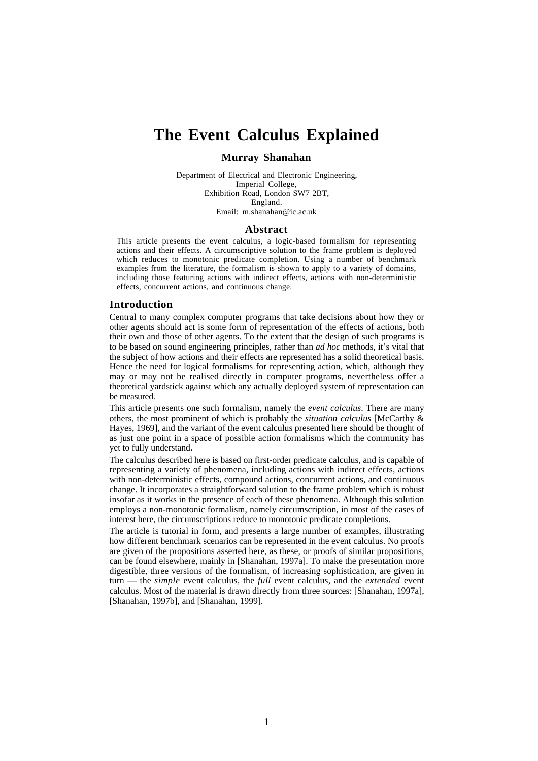# The Event Calculus Explained

**Murray Shanahan**

Department of Electrical and Electronic Engineering,
Imperial College,
Exhibition Road, London SW7 2BT,
England.
Email: m.shanahan@ic.ac.uk

## Abstract

This article presents the event calculus, a logic-based formalism for representing actions and their effects. A circumscriptive solution to the frame problem is deployed which reduces to monotonic predicate completion. Using a number of benchmark examples from the literature, the formalism is shown to apply to a variety of domains, including those featuring actions with indirect effects, actions with non-deterministic effects, concurrent actions, and continuous change.

## Introduction

Central to many complex computer programs that take decisions about how they or other agents should act is some form of representation of the effects of actions, both their own and those of other agents. To the extent that the design of such programs is to be based on sound engineering principles, rather than *ad hoc* methods, it's vital that the subject of how actions and their effects are represented has a solid theoretical basis. Hence the need for logical formalisms for representing action, which, although they may or may not be realised directly in computer programs, nevertheless offer a theoretical yardstick against which any actually deployed system of representation can be measured.

This article presents one such formalism, namely the *event calculus*. There are many others, the most prominent of which is probably the *situation calculus* [McCarthy & Hayes, 1969], and the variant of the event calculus presented here should be thought of as just one point in a space of possible action formalisms which the community has yet to fully understand.

The calculus described here is based on first-order predicate calculus, and is capable of representing a variety of phenomena, including actions with indirect effects, actions with non-deterministic effects, compound actions, concurrent actions, and continuous change. It incorporates a straightforward solution to the frame problem which is robust insofar as it works in the presence of each of these phenomena. Although this solution employs a non-monotonic formalism, namely circumscription, in most of the cases of interest here, the circumscriptions reduce to monotonic predicate completions.

The article is tutorial in form, and presents a large number of examples, illustrating how different benchmark scenarios can be represented in the event calculus. No proofs are given of the propositions asserted here, as these, or proofs of similar propositions, can be found elsewhere, mainly in [Shanahan, 1997a]. To make the presentation more digestible, three versions of the formalism, of increasing sophistication, are given in turn — the *simple* event calculus, the *full* event calculus, and the *extended* event calculus. Most of the material is drawn directly from three sources: [Shanahan, 1997a], [Shanahan, 1997b], and [Shanahan, 1999].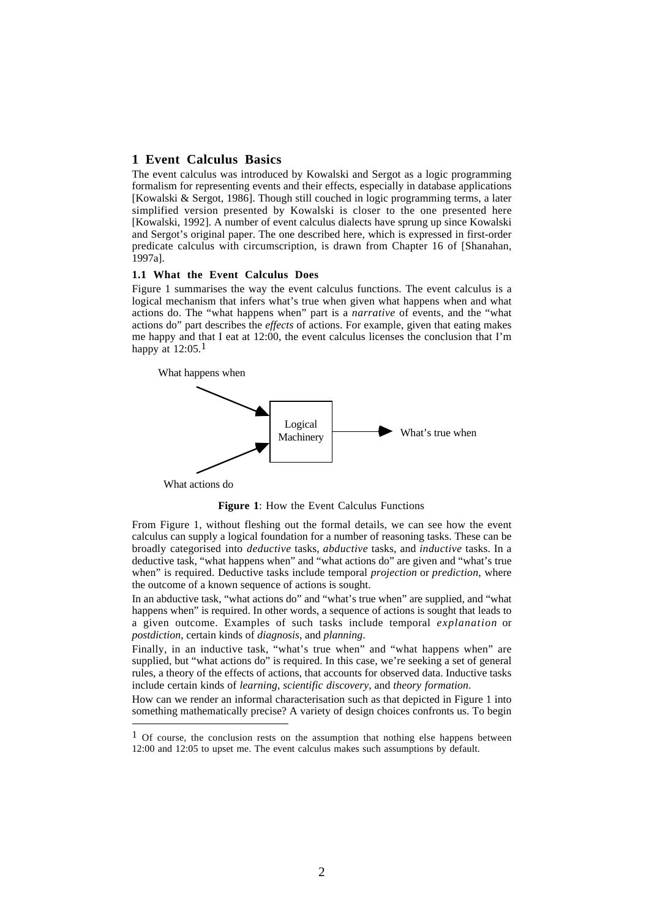## 1 Event Calculus Basics

The event calculus was introduced by Kowalski and Sergot as a logic programming formalism for representing events and their effects, especially in database applications [Kowalski & Sergot, 1986]. Though still couched in logic programming terms, a later simplified version presented by Kowalski is closer to the one presented here [Kowalski, 1992]. A number of event calculus dialects have sprung up since Kowalski and Sergot's original paper. The one described here, which is expressed in first-order predicate calculus with circumscription, is drawn from Chapter 16 of [Shanahan, 1997a].

### 1.1 What the Event Calculus Does

Figure 1 summarises the way the event calculus functions. The event calculus is a logical mechanism that infers what's true when given what happens when and what actions do. The "what happens when" part is a *narrative* of events, and the "what actions do" part describes the *effects* of actions. For example, given that eating makes me happy and that I eat at 12:00, the event calculus licenses the conclusion that I'm happy at 12:05.[1]

What happens when

Logical Machinery

What's true when

What actions do

**Figure 1**: How the Event Calculus Functions

From Figure 1, without fleshing out the formal details, we can see how the event calculus can supply a logical foundation for a number of reasoning tasks. These can be broadly categorised into *deductive* tasks, *abductive* tasks, and *inductive* tasks. In a deductive task, "what happens when" and "what actions do" are given and "what's true when" is required. Deductive tasks include temporal *projection* or *prediction*, where the outcome of a known sequence of actions is sought.

In an abductive task, "what actions do" and "what's true when" are supplied, and "what happens when" is required. In other words, a sequence of actions is sought that leads to a given outcome. Examples of such tasks include temporal *explanation* or *postdiction*, certain kinds of *diagnosis*, and *planning*.

Finally, in an inductive task, "what's true when" and "what happens when" are supplied, but "what actions do" is required. In this case, we're seeking a set of general rules, a theory of the effects of actions, that accounts for observed data. Inductive tasks include certain kinds of *learning*, *scientific discovery*, and *theory formation*.

How can we render an informal characterisation such as that depicted in Figure 1 into something mathematically precise? A variety of design choices confronts us. To begin

[1] Of course, the conclusion rests on the assumption that nothing else happens between 12:00 and 12:05 to upset me. The event calculus makes such assumptions by default.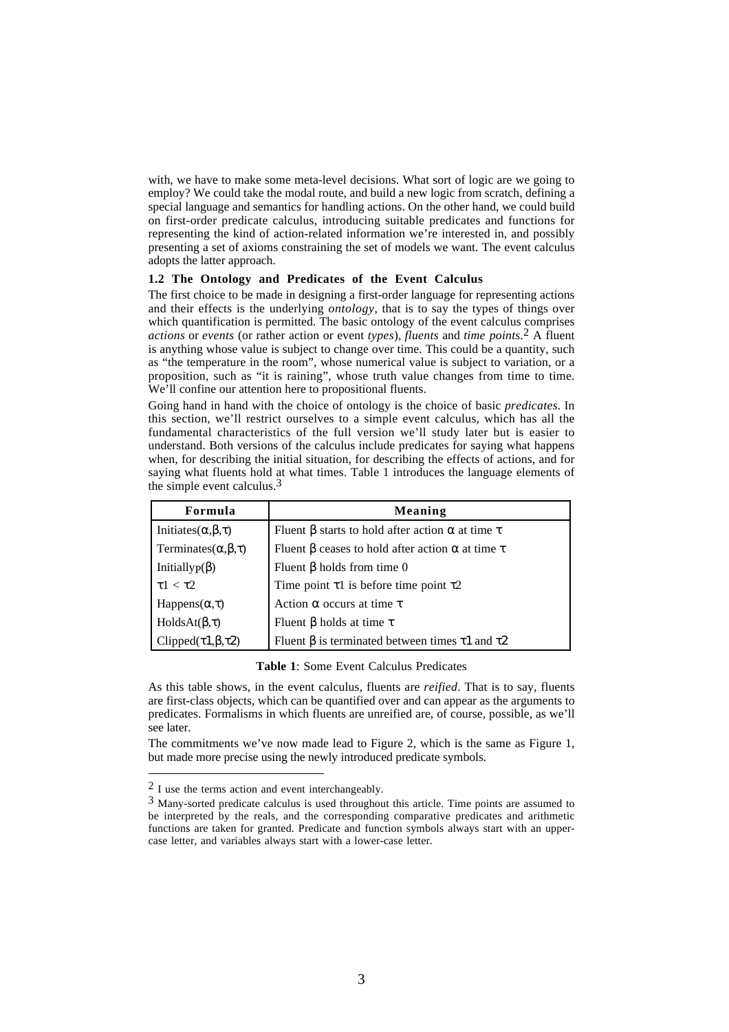with, we have to make some meta-level decisions. What sort of logic are we going to employ? We could take the modal route, and build a new logic from scratch, defining a special language and semantics for handling actions. On the other hand, we could build on first-order predicate calculus, introducing suitable predicates and functions for representing the kind of action-related information we're interested in, and possibly presenting a set of axioms constraining the set of models we want. The event calculus adopts the latter approach.

### 1.2 The Ontology and Predicates of the Event Calculus

The first choice to be made in designing a first-order language for representing actions and their effects is the underlying *ontology*, that is to say the types of things over which quantification is permitted. The basic ontology of the event calculus comprises *actions* or *events* (or rather action or event *types*), *fluents* and *time points*.[2] A fluent is anything whose value is subject to change over time. This could be a quantity, such as "the temperature in the room", whose numerical value is subject to variation, or a proposition, such as "it is raining", whose truth value changes from time to time. We'll confine our attention here to propositional fluents.

Going hand in hand with the choice of ontology is the choice of basic *predicates*. In this section, we'll restrict ourselves to a simple event calculus, which has all the fundamental characteristics of the full version we'll study later but is easier to understand. Both versions of the calculus include predicates for saying what happens when, for describing the initial situation, for describing the effects of actions, and for saying what fluents hold at what times. Table 1 introduces the language elements of the simple event calculus.[3]

| Formula | Meaning |
|---|---|
| Initiates($\alpha$,$\beta$,$\tau$) | Fluent $\beta$ starts to hold after action $\alpha$ at time $\tau$ |
| Terminates($\alpha$,$\beta$,$\tau$) | Fluent $\beta$ ceases to hold after action $\alpha$ at time $\tau$ |
| Initially$_P$($\beta$) | Fluent $\beta$ holds from time 0 |
| $\tau 1 < \tau 2$ | Time point $\tau 1$ is before time point $\tau 2$ |
| Happens($\alpha$,$\tau$) | Action $\alpha$ occurs at time $\tau$ |
| HoldsAt($\beta$,$\tau$) | Fluent $\beta$ holds at time $\tau$ |
| Clipped($\tau 1$,$\beta$,$\tau 2$) | Fluent $\beta$ is terminated between times $\tau 1$ and $\tau 2$ |

**Table 1**: Some Event Calculus Predicates

As this table shows, in the event calculus, fluents are *reified*. That is to say, fluents are first-class objects, which can be quantified over and can appear as the arguments to predicates. Formalisms in which fluents are unreified are, of course, possible, as we'll see later.

The commitments we've now made lead to Figure 2, which is the same as Figure 1, but made more precise using the newly introduced predicate symbols.

---

[2] I use the terms action and event interchangeably.

[3] Many-sorted predicate calculus is used throughout this article. Time points are assumed to be interpreted by the reals, and the corresponding comparative predicates and arithmetic functions are taken for granted. Predicate and function symbols always start with an upper-case letter, and variables always start with a lower-case letter.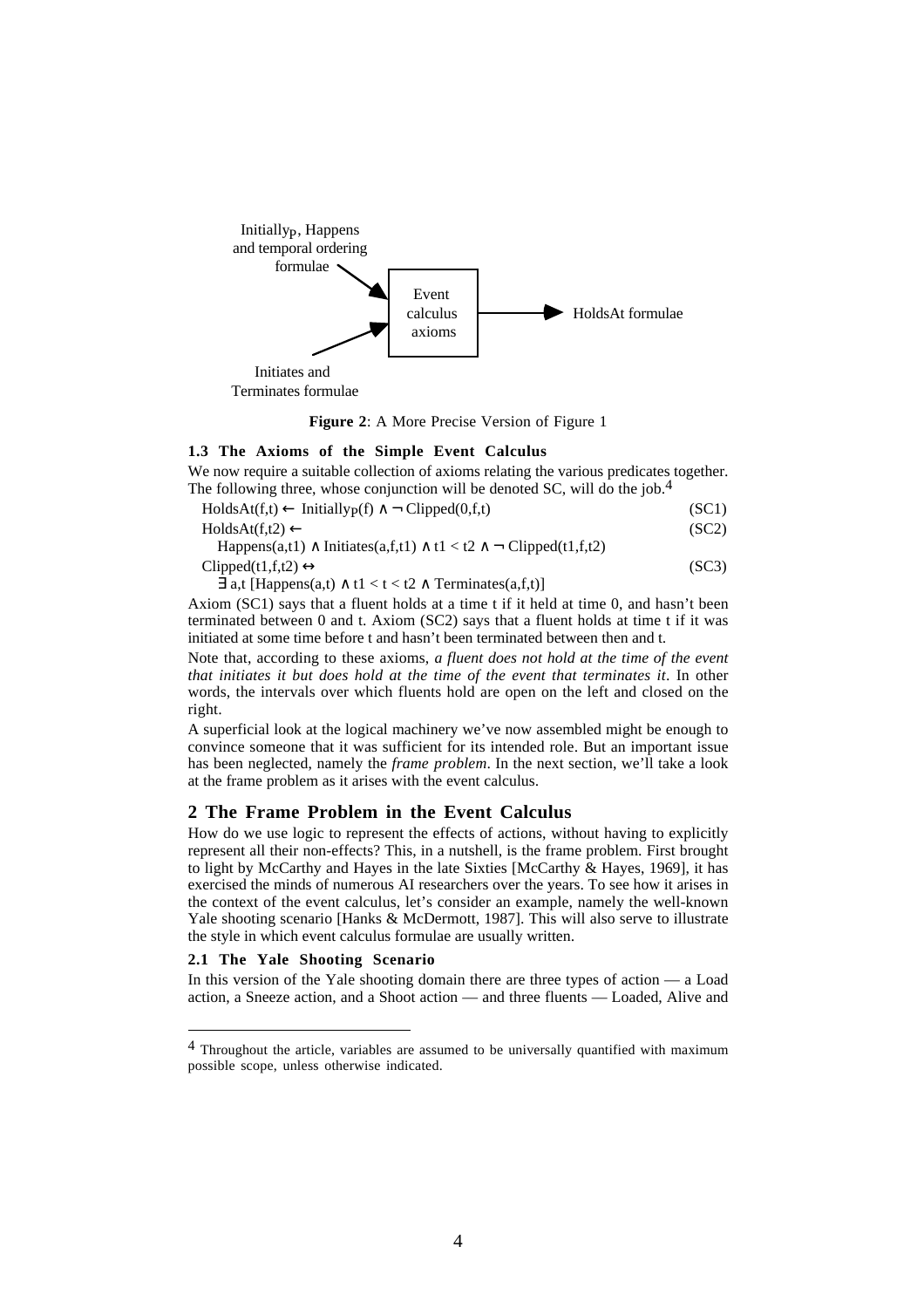Initially$_P$, Happens and temporal ordering formulae → Event calculus axioms → HoldsAt formulae

Initiates and Terminates formulae → Event calculus axioms

**Figure 2**: A More Precise Version of Figure 1

### 1.3 The Axioms of the Simple Event Calculus

We now require a suitable collection of axioms relating the various predicates together. The following three, whose conjunction will be denoted SC, will do the job.[4]

$$\text{HoldsAt}(f,t) \leftarrow \text{Initially}_P(f) \wedge \neg\,\text{Clipped}(0,f,t) \quad \text{(SC1)}$$

$$\text{HoldsAt}(f,t2) \leftarrow \text{Happens}(a,t1) \wedge \text{Initiates}(a,f,t1) \wedge t1 < t2 \wedge \neg\,\text{Clipped}(t1,f,t2) \quad \text{(SC2)}$$

$$\text{Clipped}(t1,f,t2) \leftrightarrow \exists\, a,t\,[\text{Happens}(a,t) \wedge t1 < t < t2 \wedge \text{Terminates}(a,f,t)] \quad \text{(SC3)}$$

Axiom (SC1) says that a fluent holds at a time t if it held at time 0, and hasn't been terminated between 0 and t. Axiom (SC2) says that a fluent holds at time t if it was initiated at some time before t and hasn't been terminated between then and t.

Note that, according to these axioms, *a fluent does not hold at the time of the event that initiates it but does hold at the time of the event that terminates it*. In other words, the intervals over which fluents hold are open on the left and closed on the right.

A superficial look at the logical machinery we've now assembled might be enough to convince someone that it was sufficient for its intended role. But an important issue has been neglected, namely the *frame problem*. In the next section, we'll take a look at the frame problem as it arises with the event calculus.

## 2 The Frame Problem in the Event Calculus

How do we use logic to represent the effects of actions, without having to explicitly represent all their non-effects? This, in a nutshell, is the frame problem. First brought to light by McCarthy and Hayes in the late Sixties [McCarthy & Hayes, 1969], it has exercised the minds of numerous AI researchers over the years. To see how it arises in the context of the event calculus, let's consider an example, namely the well-known Yale shooting scenario [Hanks & McDermott, 1987]. This will also serve to illustrate the style in which event calculus formulae are usually written.

### 2.1 The Yale Shooting Scenario

In this version of the Yale shooting domain there are three types of action — a Load action, a Sneeze action, and a Shoot action — and three fluents — Loaded, Alive and

[4] Throughout the article, variables are assumed to be universally quantified with maximum possible scope, unless otherwise indicated.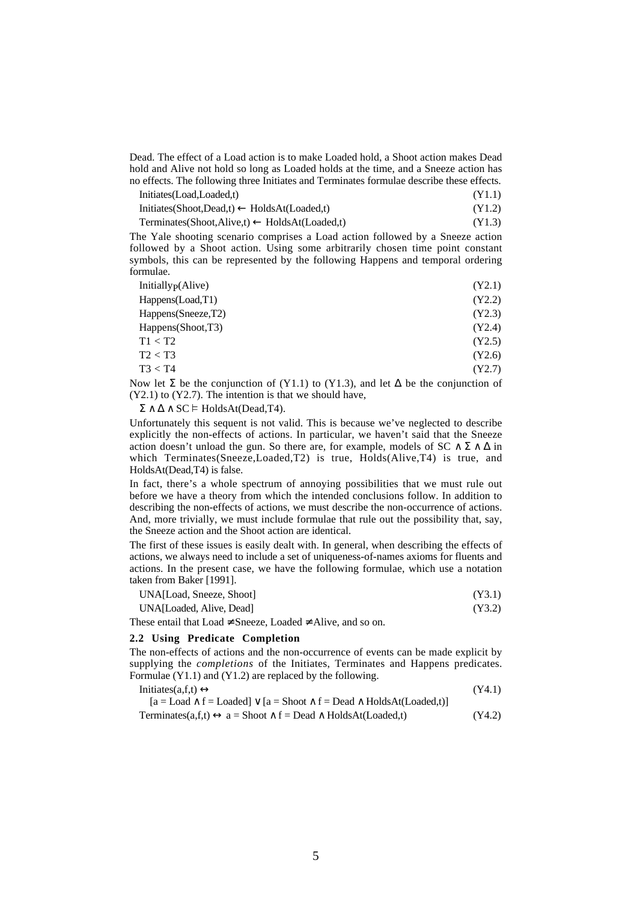Dead. The effect of a Load action is to make Loaded hold, a Shoot action makes Dead hold and Alive not hold so long as Loaded holds at the time, and a Sneeze action has no effects. The following three Initiates and Terminates formulae describe these effects.

$$\text{Initiates(Load,Loaded,t)} \tag{Y1.1}$$

$$\text{Initiates(Shoot,Dead,t)} \leftarrow \text{HoldsAt(Loaded,t)} \tag{Y1.2}$$

$$\text{Terminates(Shoot,Alive,t)} \leftarrow \text{HoldsAt(Loaded,t)} \tag{Y1.3}$$

The Yale shooting scenario comprises a Load action followed by a Sneeze action followed by a Shoot action. Using some arbitrarily chosen time point constant symbols, this can be represented by the following Happens and temporal ordering formulae.

$$\text{Initially}_{\text{P}}\text{(Alive)} \tag{Y2.1}$$

$$\text{Happens(Load,T1)} \tag{Y2.2}$$

$$\text{Happens(Sneeze,T2)} \tag{Y2.3}$$

$$\text{Happens(Shoot,T3)} \tag{Y2.4}$$

$$\text{T1} < \text{T2} \tag{Y2.5}$$

$$\text{T2} < \text{T3} \tag{Y2.6}$$

$$\text{T3} < \text{T4} \tag{Y2.7}$$

Now let $\Sigma$ be the conjunction of (Y1.1) to (Y1.3), and let $\Delta$ be the conjunction of (Y2.1) to (Y2.7). The intention is that we should have,

$\Sigma \wedge \Delta \wedge \text{SC} \vDash \text{HoldsAt(Dead,T4)}$.

Unfortunately this sequent is not valid. This is because we've neglected to describe explicitly the non-effects of actions. In particular, we haven't said that the Sneeze action doesn't unload the gun. So there are, for example, models of $\text{SC} \wedge \Sigma \wedge \Delta$ in which Terminates(Sneeze,Loaded,T2) is true, Holds(Alive,T4) is true, and HoldsAt(Dead,T4) is false.

In fact, there's a whole spectrum of annoying possibilities that we must rule out before we have a theory from which the intended conclusions follow. In addition to describing the non-effects of actions, we must describe the non-occurrence of actions. And, more trivially, we must include formulae that rule out the possibility that, say, the Sneeze action and the Shoot action are identical.

The first of these issues is easily dealt with. In general, when describing the effects of actions, we always need to include a set of uniqueness-of-names axioms for fluents and actions. In the present case, we have the following formulae, which use a notation taken from Baker [1991].

$$\text{UNA[Load, Sneeze, Shoot]} \tag{Y3.1}$$

$$\text{UNA[Loaded, Alive, Dead]} \tag{Y3.2}$$

These entail that $\text{Load} \neq \text{Sneeze}$, $\text{Loaded} \neq \text{Alive}$, and so on.

### 2.2 Using Predicate Completion

The non-effects of actions and the non-occurrence of events can be made explicit by supplying the *completions* of the Initiates, Terminates and Happens predicates. Formulae (Y1.1) and (Y1.2) are replaced by the following.

$$\text{Initiates(a,f,t)} \leftrightarrow [\text{a} = \text{Load} \wedge \text{f} = \text{Loaded}] \vee [\text{a} = \text{Shoot} \wedge \text{f} = \text{Dead} \wedge \text{HoldsAt(Loaded,t)}] \tag{Y4.1}$$

$$\text{Terminates(a,f,t)} \leftrightarrow \text{a} = \text{Shoot} \wedge \text{f} = \text{Dead} \wedge \text{HoldsAt(Loaded,t)} \tag{Y4.2}$$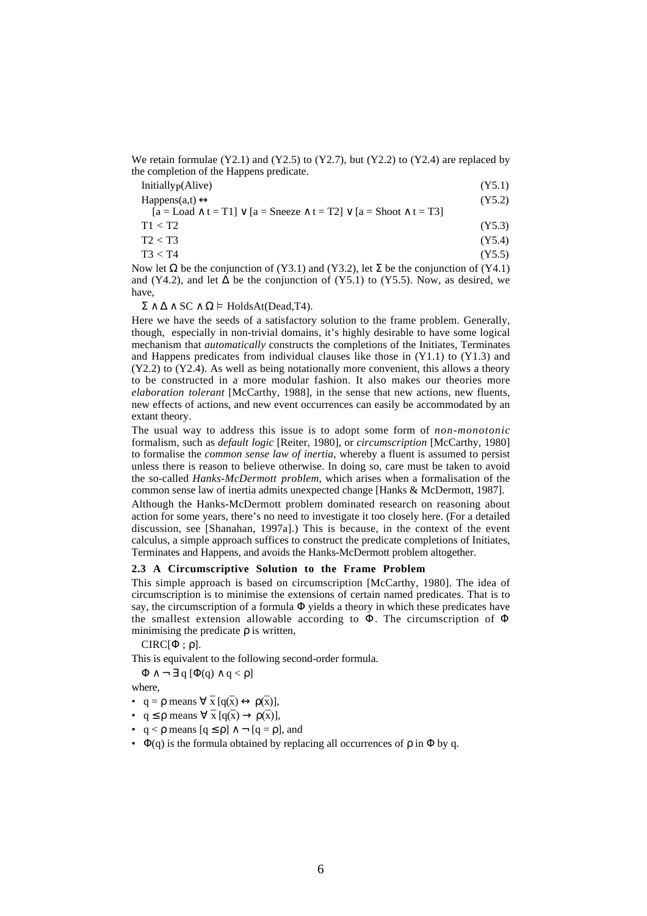We retain formulae (Y2.1) and (Y2.5) to (Y2.7), but (Y2.2) to (Y2.4) are replaced by the completion of the Happens predicate.

$$\text{Initially}_P(\text{Alive}) \tag{Y5.1}$$

$$\text{Happens}(a,t) \leftrightarrow \tag{Y5.2}$$
$$[a = \text{Load} \wedge t = \text{T1}] \vee [a = \text{Sneeze} \wedge t = \text{T2}] \vee [a = \text{Shoot} \wedge t = \text{T3}]$$

$$\text{T1} < \text{T2} \tag{Y5.3}$$

$$\text{T2} < \text{T3} \tag{Y5.4}$$

$$\text{T3} < \text{T4} \tag{Y5.5}$$

Now let $\Omega$ be the conjunction of (Y3.1) and (Y3.2), let $\Sigma$ be the conjunction of (Y4.1) and (Y4.2), and let $\Delta$ be the conjunction of (Y5.1) to (Y5.5). Now, as desired, we have,

$$\Sigma \wedge \Delta \wedge \text{SC} \wedge \Omega \vDash \text{HoldsAt}(\text{Dead},\text{T4}).$$

Here we have the seeds of a satisfactory solution to the frame problem. Generally, though, especially in non-trivial domains, it's highly desirable to have some logical mechanism that *automatically* constructs the completions of the Initiates, Terminates and Happens predicates from individual clauses like those in (Y1.1) to (Y1.3) and (Y2.2) to (Y2.4). As well as being notationally more convenient, this allows a theory to be constructed in a more modular fashion. It also makes our theories more *elaboration tolerant* [McCarthy, 1988], in the sense that new actions, new fluents, new effects of actions, and new event occurrences can easily be accommodated by an extant theory.

The usual way to address this issue is to adopt some form of *non-monotonic* formalism, such as *default logic* [Reiter, 1980], or *circumscription* [McCarthy, 1980] to formalise the *common sense law of inertia*, whereby a fluent is assumed to persist unless there is reason to believe otherwise. In doing so, care must be taken to avoid the so-called *Hanks-McDermott problem*, which arises when a formalisation of the common sense law of inertia admits unexpected change [Hanks & McDermott, 1987].

Although the Hanks-McDermott problem dominated research on reasoning about action for some years, there's no need to investigate it too closely here. (For a detailed discussion, see [Shanahan, 1997a].) This is because, in the context of the event calculus, a simple approach suffices to construct the predicate completions of Initiates, Terminates and Happens, and avoids the Hanks-McDermott problem altogether.

### 2.3 A Circumscriptive Solution to the Frame Problem

This simple approach is based on circumscription [McCarthy, 1980]. The idea of circumscription is to minimise the extensions of certain named predicates. That is to say, the circumscription of a formula $\Phi$ yields a theory in which these predicates have the smallest extension allowable according to $\Phi$. The circumscription of $\Phi$ minimising the predicate $\rho$ is written,

$$\text{CIRC}[\Phi \,;\, \rho].$$

This is equivalent to the following second-order formula.

$$\Phi \wedge \neg \exists q \, [\Phi(q) \wedge q < \rho]$$

where,

- $q = \rho$ means $\forall \, \overline{x} \, [q(\overline{x}) \leftrightarrow \rho(\overline{x})]$,
- $q \leq \rho$ means $\forall \, \overline{x} \, [q(\overline{x}) \rightarrow \rho(\overline{x})]$,
- $q < \rho$ means $[q \leq \rho] \wedge \neg [q = \rho]$, and
- $\Phi(q)$ is the formula obtained by replacing all occurrences of $\rho$ in $\Phi$ by q.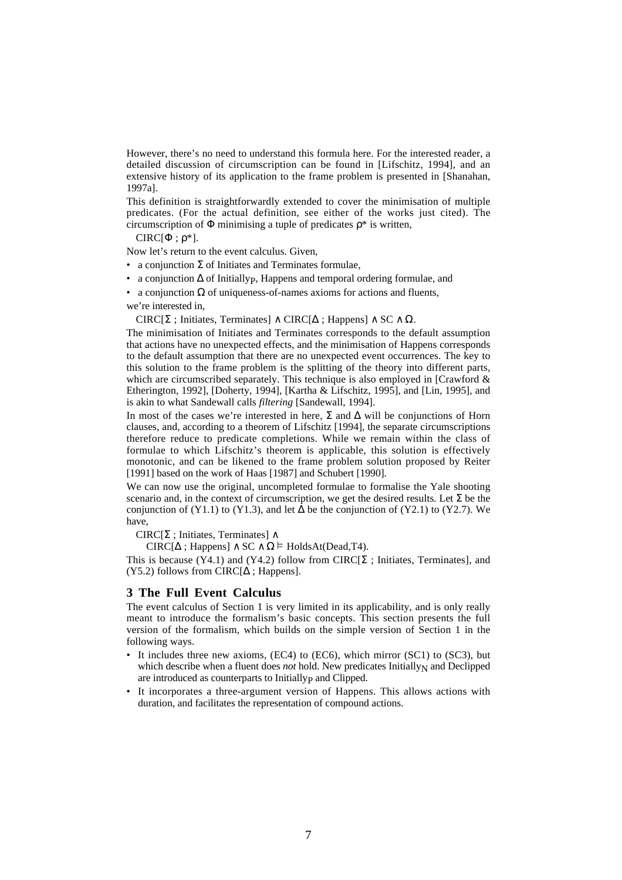However, there's no need to understand this formula here. For the interested reader, a detailed discussion of circumscription can be found in [Lifschitz, 1994], and an extensive history of its application to the frame problem is presented in [Shanahan, 1997a].

This definition is straightforwardly extended to cover the minimisation of multiple predicates. (For the actual definition, see either of the works just cited). The circumscription of $\Phi$ minimising a tuple of predicates $\rho^*$ is written,

$\text{CIRC}[\Phi ; \rho^*]$.

Now let's return to the event calculus. Given,

- a conjunction $\Sigma$ of Initiates and Terminates formulae,
- a conjunction $\Delta$ of $\text{Initially}_\text{P}$, Happens and temporal ordering formulae, and
- a conjunction $\Omega$ of uniqueness-of-names axioms for actions and fluents,

we're interested in,

$\text{CIRC}[\Sigma ; \text{Initiates, Terminates}] \wedge \text{CIRC}[\Delta ; \text{Happens}] \wedge \text{SC} \wedge \Omega$.

The minimisation of Initiates and Terminates corresponds to the default assumption that actions have no unexpected effects, and the minimisation of Happens corresponds to the default assumption that there are no unexpected event occurrences. The key to this solution to the frame problem is the splitting of the theory into different parts, which are circumscribed separately. This technique is also employed in [Crawford & Etherington, 1992], [Doherty, 1994], [Kartha & Lifschitz, 1995], and [Lin, 1995], and is akin to what Sandewall calls *filtering* [Sandewall, 1994].

In most of the cases we're interested in here, $\Sigma$ and $\Delta$ will be conjunctions of Horn clauses, and, according to a theorem of Lifschitz [1994], the separate circumscriptions therefore reduce to predicate completions. While we remain within the class of formulae to which Lifschitz's theorem is applicable, this solution is effectively monotonic, and can be likened to the frame problem solution proposed by Reiter [1991] based on the work of Haas [1987] and Schubert [1990].

We can now use the original, uncompleted formulae to formalise the Yale shooting scenario and, in the context of circumscription, we get the desired results. Let $\Sigma$ be the conjunction of (Y1.1) to (Y1.3), and let $\Delta$ be the conjunction of (Y2.1) to (Y2.7). We have,

$\text{CIRC}[\Sigma ; \text{Initiates, Terminates}] \wedge$

$\quad \text{CIRC}[\Delta ; \text{Happens}] \wedge \text{SC} \wedge \Omega \vDash \text{HoldsAt(Dead,T4)}$.

This is because (Y4.1) and (Y4.2) follow from $\text{CIRC}[\Sigma ; \text{Initiates, Terminates}]$, and (Y5.2) follows from $\text{CIRC}[\Delta ; \text{Happens}]$.

## 3 The Full Event Calculus

The event calculus of Section 1 is very limited in its applicability, and is only really meant to introduce the formalism's basic concepts. This section presents the full version of the formalism, which builds on the simple version of Section 1 in the following ways.

- It includes three new axioms, (EC4) to (EC6), which mirror (SC1) to (SC3), but which describe when a fluent does *not* hold. New predicates $\text{Initially}_\text{N}$ and Declipped are introduced as counterparts to $\text{Initially}_\text{P}$ and Clipped.
- It incorporates a three-argument version of Happens. This allows actions with duration, and facilitates the representation of compound actions.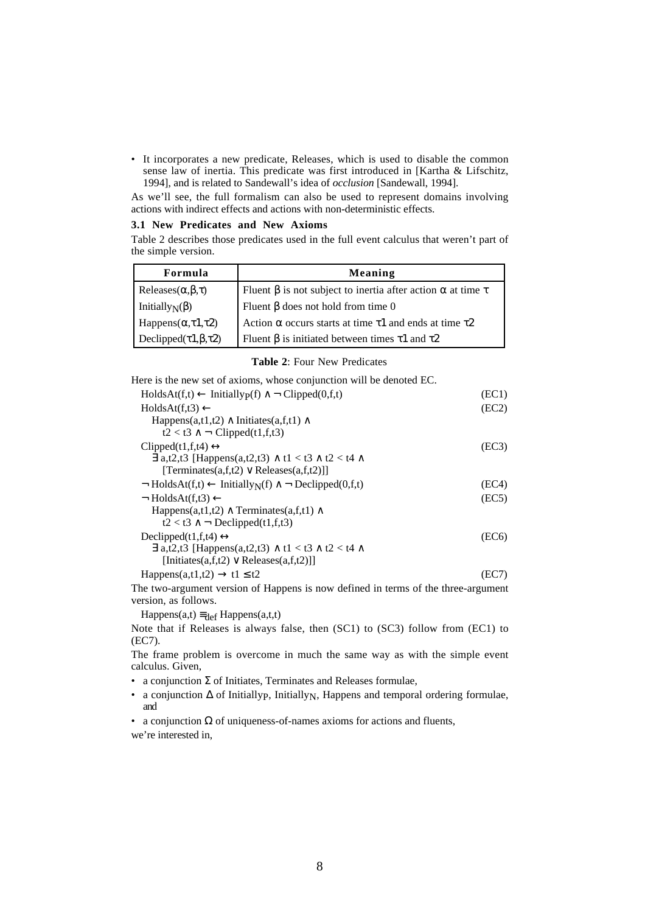- It incorporates a new predicate, Releases, which is used to disable the common sense law of inertia. This predicate was first introduced in [Kartha & Lifschitz, 1994], and is related to Sandewall's idea of *occlusion* [Sandewall, 1994].

As we'll see, the full formalism can also be used to represent domains involving actions with indirect effects and actions with non-deterministic effects.

### 3.1 New Predicates and New Axioms

Table 2 describes those predicates used in the full event calculus that weren't part of the simple version.

| Formula | Meaning |
|---|---|
| Releases($\alpha$,$\beta$,$\tau$) | Fluent $\beta$ is not subject to inertia after action $\alpha$ at time $\tau$ |
| $\text{Initially}_N(\beta)$ | Fluent $\beta$ does not hold from time 0 |
| Happens($\alpha$,$\tau1$,$\tau2$) | Action $\alpha$ occurs starts at time $\tau1$ and ends at time $\tau2$ |
| Declipped($\tau1$,$\beta$,$\tau2$) | Fluent $\beta$ is initiated between times $\tau1$ and $\tau2$ |

**Table 2**: Four New Predicates

Here is the new set of axioms, whose conjunction will be denoted EC.

$$\text{HoldsAt}(f,t) \leftarrow \text{Initially}_P(f) \wedge \neg\,\text{Clipped}(0,f,t) \quad \text{(EC1)}$$

$$\text{HoldsAt}(f,t3) \leftarrow \text{Happens}(a,t1,t2) \wedge \text{Initiates}(a,f,t1) \wedge t2 < t3 \wedge \neg\,\text{Clipped}(t1,f,t3) \quad \text{(EC2)}$$

$$\text{Clipped}(t1,f,t4) \leftrightarrow \exists\, a,t2,t3\ [\text{Happens}(a,t2,t3) \wedge t1 < t3 \wedge t2 < t4 \wedge [\text{Terminates}(a,f,t2) \vee \text{Releases}(a,f,t2)]] \quad \text{(EC3)}$$

$$\neg\,\text{HoldsAt}(f,t) \leftarrow \text{Initially}_N(f) \wedge \neg\,\text{Declipped}(0,f,t) \quad \text{(EC4)}$$

$$\neg\,\text{HoldsAt}(f,t3) \leftarrow \text{Happens}(a,t1,t2) \wedge \text{Terminates}(a,f,t1) \wedge t2 < t3 \wedge \neg\,\text{Declipped}(t1,f,t3) \quad \text{(EC5)}$$

$$\text{Declipped}(t1,f,t4) \leftrightarrow \exists\, a,t2,t3\ [\text{Happens}(a,t2,t3) \wedge t1 < t3 \wedge t2 < t4 \wedge [\text{Initiates}(a,f,t2) \vee \text{Releases}(a,f,t2)]] \quad \text{(EC6)}$$

$$\text{Happens}(a,t1,t2) \rightarrow t1 \leq t2 \quad \text{(EC7)}$$

The two-argument version of Happens is now defined in terms of the three-argument version, as follows.

$$\text{Happens}(a,t) \equiv_{def} \text{Happens}(a,t,t)$$

Note that if Releases is always false, then (SC1) to (SC3) follow from (EC1) to (EC7).

The frame problem is overcome in much the same way as with the simple event calculus. Given,

- a conjunction $\Sigma$ of Initiates, Terminates and Releases formulae,
- a conjunction $\Delta$ of $\text{Initially}_P$, $\text{Initially}_N$, Happens and temporal ordering formulae, and
- a conjunction $\Omega$ of uniqueness-of-names axioms for actions and fluents,

we're interested in,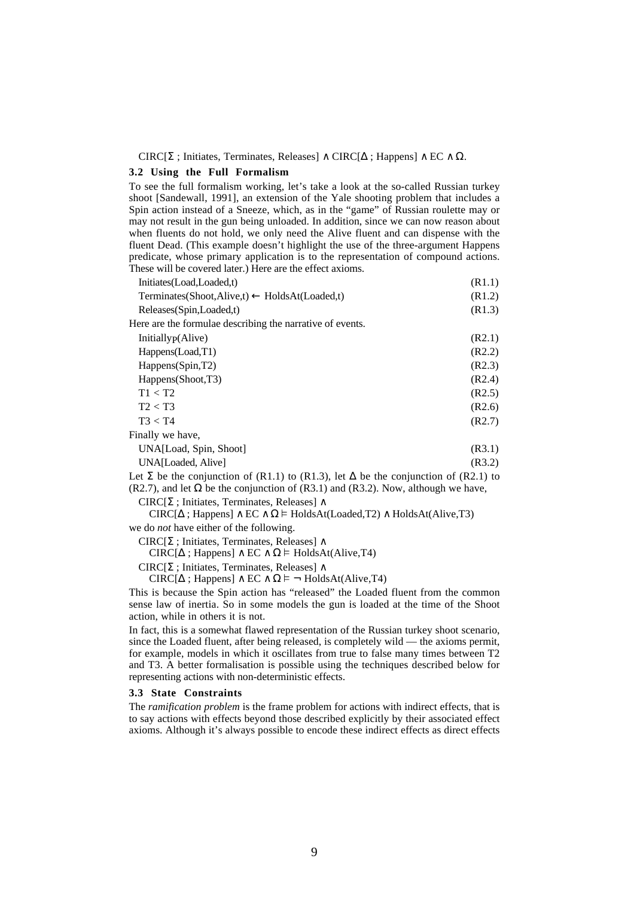$\text{CIRC}[\Sigma \text{ ; Initiates, Terminates, Releases}] \wedge \text{CIRC}[\Delta \text{ ; Happens}] \wedge \text{EC} \wedge \Omega.$

### 3.2 Using the Full Formalism

To see the full formalism working, let's take a look at the so-called Russian turkey shoot [Sandewall, 1991], an extension of the Yale shooting problem that includes a Spin action instead of a Sneeze, which, as in the "game" of Russian roulette may or may not result in the gun being unloaded. In addition, since we can now reason about when fluents do not hold, we only need the Alive fluent and can dispense with the fluent Dead. (This example doesn't highlight the use of the three-argument Happens predicate, whose primary application is to the representation of compound actions. These will be covered later.) Here are the effect axioms.

$$\text{Initiates(Load,Loaded,t)} \quad \text{(R1.1)}$$

$$\text{Terminates(Shoot,Alive,t)} \leftarrow \text{HoldsAt(Loaded,t)} \quad \text{(R1.2)}$$

$$\text{Releases(Spin,Loaded,t)} \quad \text{(R1.3)}$$

Here are the formulae describing the narrative of events.

$$\text{Initially}_P\text{(Alive)} \quad \text{(R2.1)}$$

$$\text{Happens(Load,T1)} \quad \text{(R2.2)}$$

$$\text{Happens(Spin,T2)} \quad \text{(R2.3)}$$

$$\text{Happens(Shoot,T3)} \quad \text{(R2.4)}$$

$$\text{T1} < \text{T2} \quad \text{(R2.5)}$$

$$\text{T2} < \text{T3} \quad \text{(R2.6)}$$

$$\text{T3} < \text{T4} \quad \text{(R2.7)}$$

Finally we have,

$$\text{UNA[Load, Spin, Shoot]} \quad \text{(R3.1)}$$

$$\text{UNA[Loaded, Alive]} \quad \text{(R3.2)}$$

Let $\Sigma$ be the conjunction of (R1.1) to (R1.3), let $\Delta$ be the conjunction of (R2.1) to (R2.7), and let $\Omega$ be the conjunction of (R3.1) and (R3.2). Now, although we have,

$$\text{CIRC}[\Sigma \text{ ; Initiates, Terminates, Releases}] \wedge \text{CIRC}[\Delta \text{ ; Happens}] \wedge \text{EC} \wedge \Omega \vDash \text{HoldsAt(Loaded,T2)} \wedge \text{HoldsAt(Alive,T3)}$$

we do *not* have either of the following.

$$\text{CIRC}[\Sigma \text{ ; Initiates, Terminates, Releases}] \wedge \text{CIRC}[\Delta \text{ ; Happens}] \wedge \text{EC} \wedge \Omega \vDash \text{HoldsAt(Alive,T4)}$$

$$\text{CIRC}[\Sigma \text{ ; Initiates, Terminates, Releases}] \wedge \text{CIRC}[\Delta \text{ ; Happens}] \wedge \text{EC} \wedge \Omega \vDash \neg \text{HoldsAt(Alive,T4)}$$

This is because the Spin action has "released" the Loaded fluent from the common sense law of inertia. So in some models the gun is loaded at the time of the Shoot action, while in others it is not.

In fact, this is a somewhat flawed representation of the Russian turkey shoot scenario, since the Loaded fluent, after being released, is completely wild — the axioms permit, for example, models in which it oscillates from true to false many times between T2 and T3. A better formalisation is possible using the techniques described below for representing actions with non-deterministic effects.

### 3.3 State Constraints

The *ramification problem* is the frame problem for actions with indirect effects, that is to say actions with effects beyond those described explicitly by their associated effect axioms. Although it's always possible to encode these indirect effects as direct effects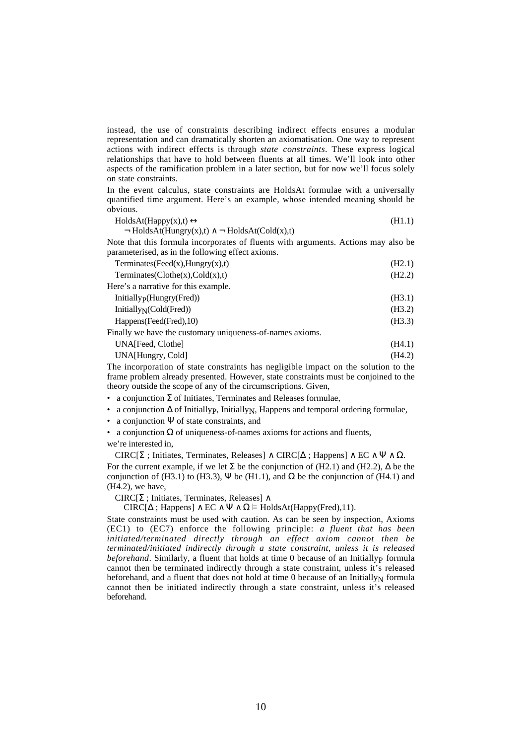instead, the use of constraints describing indirect effects ensures a modular representation and can dramatically shorten an axiomatisation. One way to represent actions with indirect effects is through *state constraints*. These express logical relationships that have to hold between fluents at all times. We'll look into other aspects of the ramification problem in a later section, but for now we'll focus solely on state constraints.

In the event calculus, state constraints are HoldsAt formulae with a universally quantified time argument. Here's an example, whose intended meaning should be obvious.

$$\text{HoldsAt}(\text{Happy}(x),t) \leftrightarrow \neg \text{HoldsAt}(\text{Hungry}(x),t) \wedge \neg \text{HoldsAt}(\text{Cold}(x),t) \quad \text{(H1.1)}$$

Note that this formula incorporates of fluents with arguments. Actions may also be parameterised, as in the following effect axioms.

$$\text{Terminates}(\text{Feed}(x),\text{Hungry}(x),t) \quad \text{(H2.1)}$$

$$\text{Terminates}(\text{Clothe}(x),\text{Cold}(x),t) \quad \text{(H2.2)}$$

Here's a narrative for this example.

$$\text{Initially}_P(\text{Hungry}(\text{Fred})) \quad \text{(H3.1)}$$

$$\text{Initially}_N(\text{Cold}(\text{Fred})) \quad \text{(H3.2)}$$

$$\text{Happens}(\text{Feed}(\text{Fred}),10) \quad \text{(H3.3)}$$

Finally we have the customary uniqueness-of-names axioms.

$$\text{UNA}[\text{Feed, Clothe}] \quad \text{(H4.1)}$$

$$\text{UNA}[\text{Hungry, Cold}] \quad \text{(H4.2)}$$

The incorporation of state constraints has negligible impact on the solution to the frame problem already presented. However, state constraints must be conjoined to the theory outside the scope of any of the circumscriptions. Given,

- a conjunction $\Sigma$ of Initiates, Terminates and Releases formulae,
- a conjunction $\Delta$ of $\text{Initially}_P$, $\text{Initially}_N$, Happens and temporal ordering formulae,
- a conjunction $\Psi$ of state constraints, and
- a conjunction $\Omega$ of uniqueness-of-names axioms for actions and fluents,

we're interested in,

$$\text{CIRC}[\Sigma \text{ ; Initiates, Terminates, Releases}] \wedge \text{CIRC}[\Delta \text{ ; Happens}] \wedge \text{EC} \wedge \Psi \wedge \Omega.$$

For the current example, if we let $\Sigma$ be the conjunction of (H2.1) and (H2.2), $\Delta$ be the conjunction of (H3.1) to (H3.3), $\Psi$ be (H1.1), and $\Omega$ be the conjunction of (H4.1) and (H4.2), we have,

$$\text{CIRC}[\Sigma \text{ ; Initiates, Terminates, Releases}] \wedge \text{CIRC}[\Delta \text{ ; Happens}] \wedge \text{EC} \wedge \Psi \wedge \Omega \vDash \text{HoldsAt}(\text{Happy}(\text{Fred}),11).$$

State constraints must be used with caution. As can be seen by inspection, Axioms (EC1) to (EC7) enforce the following principle: *a fluent that has been initiated/terminated directly through an effect axiom cannot then be terminated/initiated indirectly through a state constraint, unless it is released beforehand*. Similarly, a fluent that holds at time 0 because of an $\text{Initially}_P$ formula cannot then be terminated indirectly through a state constraint, unless it's released beforehand, and a fluent that does not hold at time 0 because of an $\text{Initially}_N$ formula cannot then be initiated indirectly through a state constraint, unless it's released beforehand.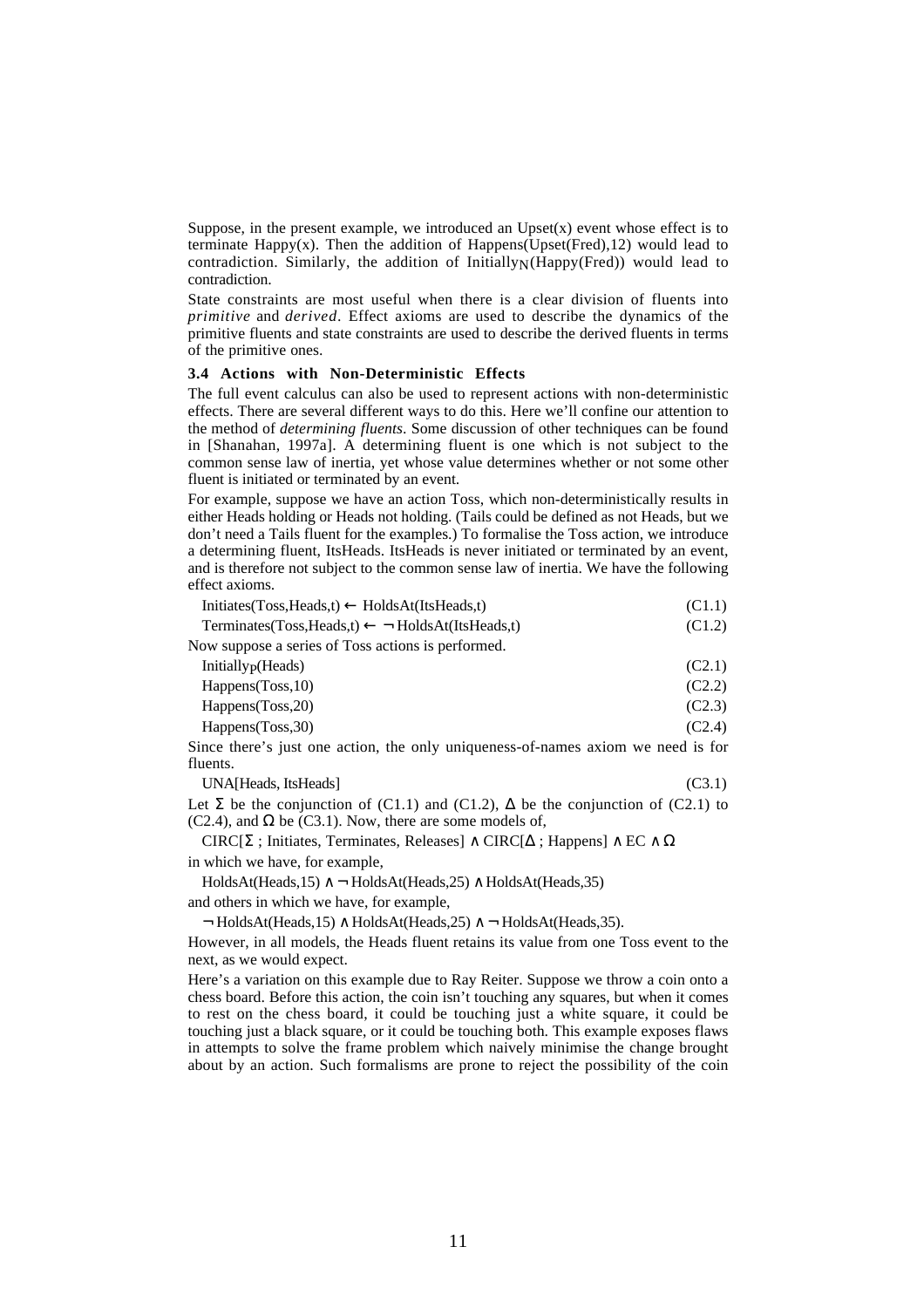Suppose, in the present example, we introduced an Upset(x) event whose effect is to terminate Happy(x). Then the addition of Happens(Upset(Fred),12) would lead to contradiction. Similarly, the addition of $\text{Initially}_N$(Happy(Fred)) would lead to contradiction.

State constraints are most useful when there is a clear division of fluents into *primitive* and *derived*. Effect axioms are used to describe the dynamics of the primitive fluents and state constraints are used to describe the derived fluents in terms of the primitive ones.

### 3.4 Actions with Non-Deterministic Effects

The full event calculus can also be used to represent actions with non-deterministic effects. There are several different ways to do this. Here we'll confine our attention to the method of *determining fluents*. Some discussion of other techniques can be found in [Shanahan, 1997a]. A determining fluent is one which is not subject to the common sense law of inertia, yet whose value determines whether or not some other fluent is initiated or terminated by an event.

For example, suppose we have an action Toss, which non-deterministically results in either Heads holding or Heads not holding. (Tails could be defined as not Heads, but we don't need a Tails fluent for the examples.) To formalise the Toss action, we introduce a determining fluent, ItsHeads. ItsHeads is never initiated or terminated by an event, and is therefore not subject to the common sense law of inertia. We have the following effect axioms.

$$\text{Initiates}(\text{Toss},\text{Heads},t) \leftarrow \text{HoldsAt}(\text{ItsHeads},t) \quad \text{(C1.1)}$$

$$\text{Terminates}(\text{Toss},\text{Heads},t) \leftarrow \neg\,\text{HoldsAt}(\text{ItsHeads},t) \quad \text{(C1.2)}$$

Now suppose a series of Toss actions is performed.

$$\text{Initially}_P(\text{Heads}) \quad \text{(C2.1)}$$

$$\text{Happens}(\text{Toss},10) \quad \text{(C2.2)}$$

$$\text{Happens}(\text{Toss},20) \quad \text{(C2.3)}$$

$$\text{Happens}(\text{Toss},30) \quad \text{(C2.4)}$$

Since there's just one action, the only uniqueness-of-names axiom we need is for fluents.

$$\text{UNA}[\text{Heads, ItsHeads}] \quad \text{(C3.1)}$$

Let $\Sigma$ be the conjunction of (C1.1) and (C1.2), $\Delta$ be the conjunction of (C2.1) to (C2.4), and $\Omega$ be (C3.1). Now, there are some models of,

$$\text{CIRC}[\Sigma \text{ ; Initiates, Terminates, Releases}] \wedge \text{CIRC}[\Delta \text{ ; Happens}] \wedge \text{EC} \wedge \Omega$$

in which we have, for example,

$$\text{HoldsAt}(\text{Heads},15) \wedge \neg\,\text{HoldsAt}(\text{Heads},25) \wedge \text{HoldsAt}(\text{Heads},35)$$

and others in which we have, for example,

$$\neg\,\text{HoldsAt}(\text{Heads},15) \wedge \text{HoldsAt}(\text{Heads},25) \wedge \neg\,\text{HoldsAt}(\text{Heads},35).$$

However, in all models, the Heads fluent retains its value from one Toss event to the next, as we would expect.

Here's a variation on this example due to Ray Reiter. Suppose we throw a coin onto a chess board. Before this action, the coin isn't touching any squares, but when it comes to rest on the chess board, it could be touching just a white square, it could be touching just a black square, or it could be touching both. This example exposes flaws in attempts to solve the frame problem which naively minimise the change brought about by an action. Such formalisms are prone to reject the possibility of the coin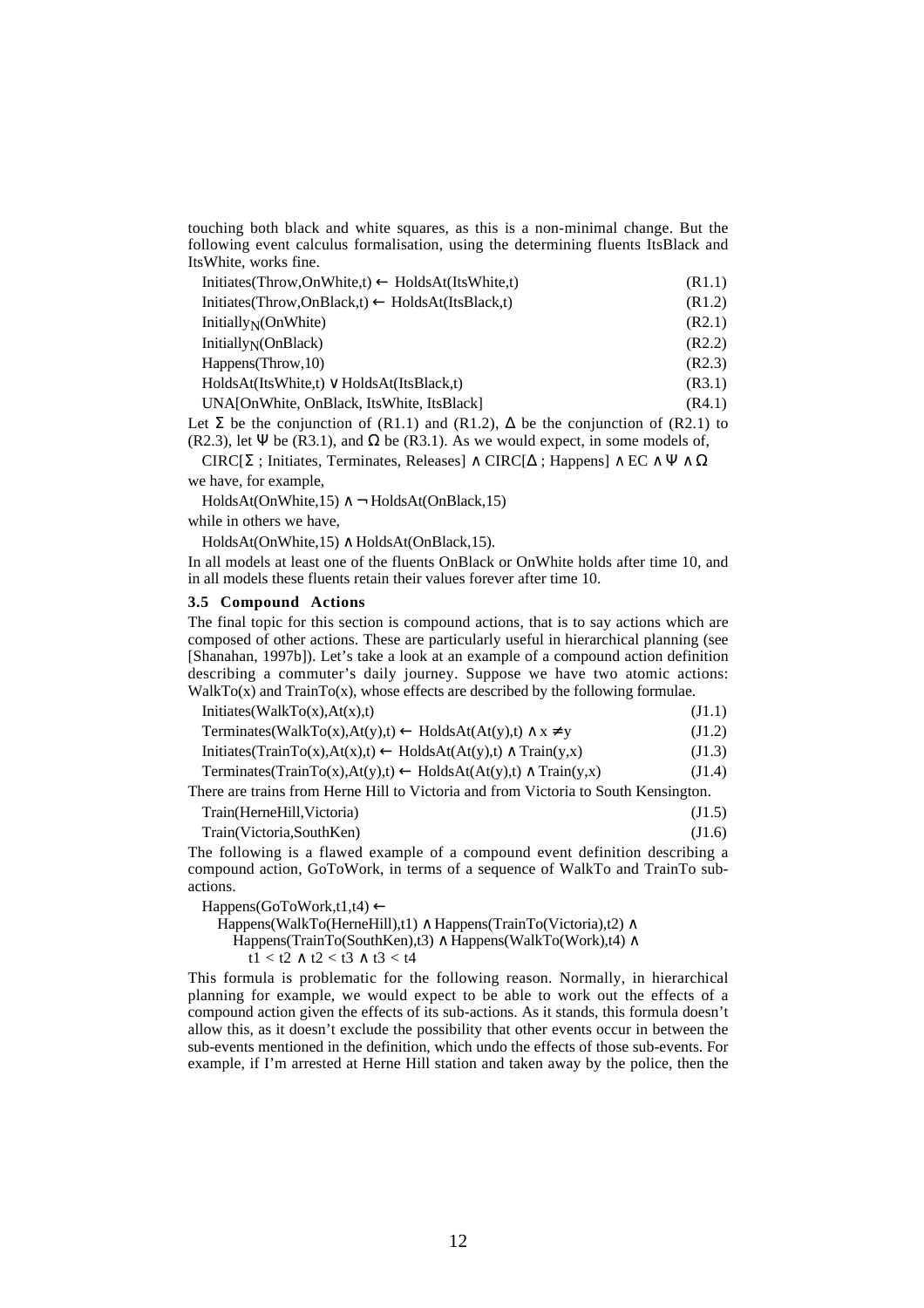touching both black and white squares, as this is a non-minimal change. But the following event calculus formalisation, using the determining fluents ItsBlack and ItsWhite, works fine.

$$\text{Initiates(Throw,OnWhite,t)} \leftarrow \text{HoldsAt(ItsWhite,t)} \tag{R1.1}$$

$$\text{Initiates(Throw,OnBlack,t)} \leftarrow \text{HoldsAt(ItsBlack,t)} \tag{R1.2}$$

$$\text{Initially}_N\text{(OnWhite)} \tag{R2.1}$$

$$\text{Initially}_N\text{(OnBlack)} \tag{R2.2}$$

$$\text{Happens(Throw,10)} \tag{R2.3}$$

$$\text{HoldsAt(ItsWhite,t)} \lor \text{HoldsAt(ItsBlack,t)} \tag{R3.1}$$

$$\text{UNA[OnWhite, OnBlack, ItsWhite, ItsBlack]} \tag{R4.1}$$

Let $\Sigma$ be the conjunction of (R1.1) and (R1.2), $\Delta$ be the conjunction of (R2.1) to (R2.3), let $\Psi$ be (R3.1), and $\Omega$ be (R3.1). As we would expect, in some models of,

$$\text{CIRC}[\Sigma \text{ ; Initiates, Terminates, Releases}] \land \text{CIRC}[\Delta \text{ ; Happens}] \land \text{EC} \land \Psi \land \Omega$$

we have, for example,

$$\text{HoldsAt(OnWhite,15)} \land \neg \text{HoldsAt(OnBlack,15)}$$

while in others we have,

$$\text{HoldsAt(OnWhite,15)} \land \text{HoldsAt(OnBlack,15)}.$$

In all models at least one of the fluents OnBlack or OnWhite holds after time 10, and in all models these fluents retain their values forever after time 10.

### 3.5 Compound Actions

The final topic for this section is compound actions, that is to say actions which are composed of other actions. These are particularly useful in hierarchical planning (see [Shanahan, 1997b]). Let's take a look at an example of a compound action definition describing a commuter's daily journey. Suppose we have two atomic actions: WalkTo(x) and TrainTo(x), whose effects are described by the following formulae.

$$\text{Initiates(WalkTo(x),At(x),t)} \tag{J1.1}$$

$$\text{Terminates(WalkTo(x),At(y),t)} \leftarrow \text{HoldsAt(At(y),t)} \land x \neq y \tag{J1.2}$$

$$\text{Initiates(TrainTo(x),At(x),t)} \leftarrow \text{HoldsAt(At(y),t)} \land \text{Train(y,x)} \tag{J1.3}$$

$$\text{Terminates(TrainTo(x),At(y),t)} \leftarrow \text{HoldsAt(At(y),t)} \land \text{Train(y,x)} \tag{J1.4}$$

There are trains from Herne Hill to Victoria and from Victoria to South Kensington.

$$\text{Train(HerneHill,Victoria)} \tag{J1.5}$$

$$\text{Train(Victoria,SouthKen)} \tag{J1.6}$$

The following is a flawed example of a compound event definition describing a compound action, GoToWork, in terms of a sequence of WalkTo and TrainTo sub-actions.

$$\begin{aligned}
&\text{Happens(GoToWork,t1,t4)} \leftarrow \\
&\quad \text{Happens(WalkTo(HerneHill),t1)} \land \text{Happens(TrainTo(Victoria),t2)} \land \\
&\quad\quad \text{Happens(TrainTo(SouthKen),t3)} \land \text{Happens(WalkTo(Work),t4)} \land \\
&\quad\quad\quad t1 < t2 \land t2 < t3 \land t3 < t4
\end{aligned}$$

This formula is problematic for the following reason. Normally, in hierarchical planning for example, we would expect to be able to work out the effects of a compound action given the effects of its sub-actions. As it stands, this formula doesn't allow this, as it doesn't exclude the possibility that other events occur in between the sub-events mentioned in the definition, which undo the effects of those sub-events. For example, if I'm arrested at Herne Hill station and taken away by the police, then the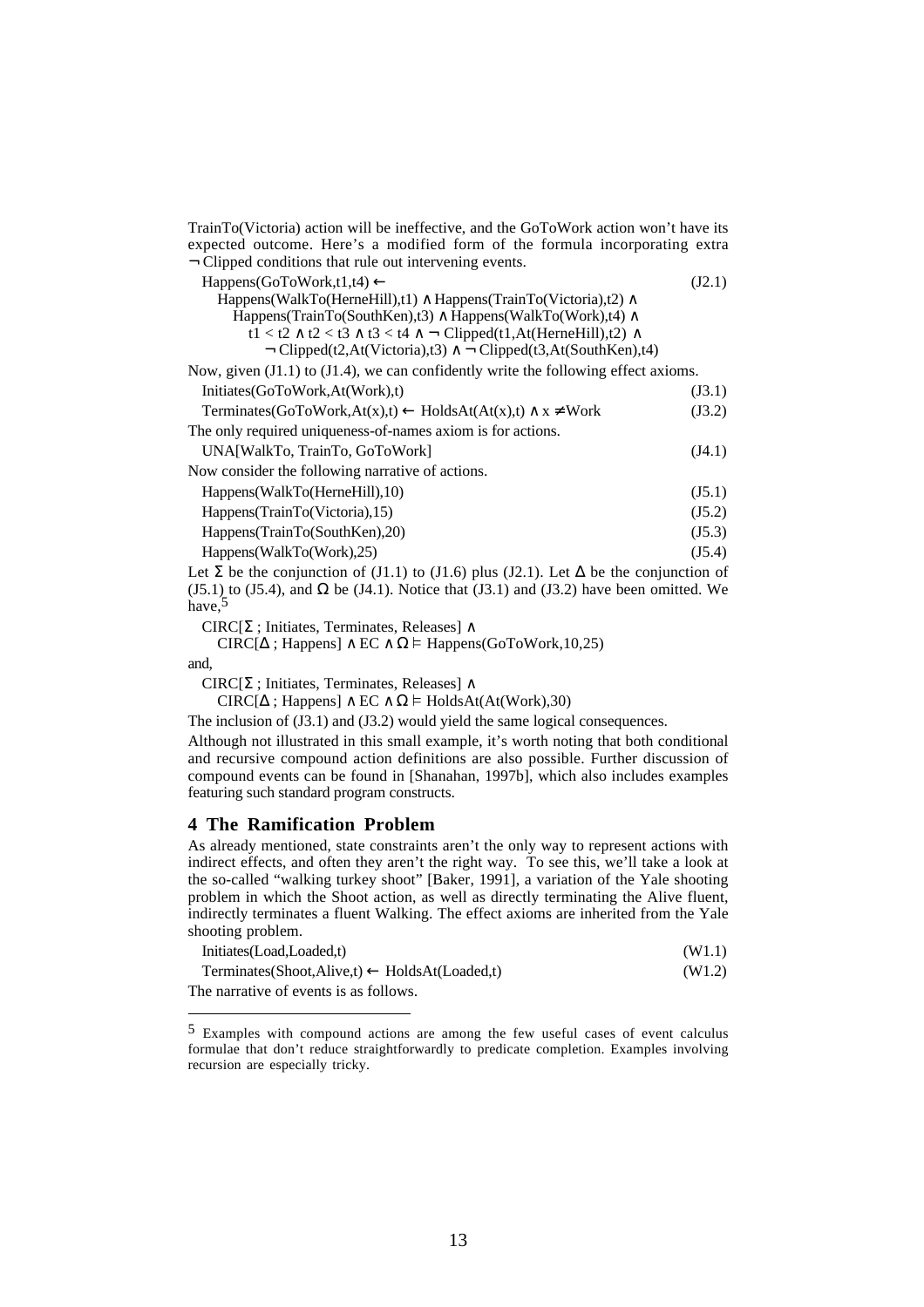TrainTo(Victoria) action will be ineffective, and the GoToWork action won't have its expected outcome. Here's a modified form of the formula incorporating extra ¬ Clipped conditions that rule out intervening events.

$$\begin{aligned}&\text{Happens}(\text{GoToWork},t1,t4) \leftarrow \\ &\quad \text{Happens}(\text{WalkTo}(\text{HerneHill}),t1) \wedge \text{Happens}(\text{TrainTo}(\text{Victoria}),t2) \wedge \\ &\quad\quad \text{Happens}(\text{TrainTo}(\text{SouthKen}),t3) \wedge \text{Happens}(\text{WalkTo}(\text{Work}),t4) \wedge \\ &\quad\quad\quad t1 < t2 \wedge t2 < t3 \wedge t3 < t4 \wedge \neg\,\text{Clipped}(t1,\text{At}(\text{HerneHill}),t2) \wedge \\ &\quad\quad\quad\quad \neg\,\text{Clipped}(t2,\text{At}(\text{Victoria}),t3) \wedge \neg\,\text{Clipped}(t3,\text{At}(\text{SouthKen}),t4)\end{aligned} \tag{J2.1}$$

Now, given (J1.1) to (J1.4), we can confidently write the following effect axioms.

$$\text{Initiates}(\text{GoToWork},\text{At}(\text{Work}),t) \tag{J3.1}$$

$$\text{Terminates}(\text{GoToWork},\text{At}(x),t) \leftarrow \text{HoldsAt}(\text{At}(x),t) \wedge x \neq \text{Work} \tag{J3.2}$$

The only required uniqueness-of-names axiom is for actions.

$$\text{UNA}[\text{WalkTo, TrainTo, GoToWork}] \tag{J4.1}$$

Now consider the following narrative of actions.

$$\text{Happens}(\text{WalkTo}(\text{HerneHill}),10) \tag{J5.1}$$

$$\text{Happens}(\text{TrainTo}(\text{Victoria}),15) \tag{J5.2}$$

$$\text{Happens}(\text{TrainTo}(\text{SouthKen}),20) \tag{J5.3}$$

$$\text{Happens}(\text{WalkTo}(\text{Work}),25) \tag{J5.4}$$

Let $\Sigma$ be the conjunction of (J1.1) to (J1.6) plus (J2.1). Let $\Delta$ be the conjunction of (J5.1) to (J5.4), and $\Omega$ be (J4.1). Notice that (J3.1) and (J3.2) have been omitted. We have,[5]

$$\begin{aligned}&\text{CIRC}[\Sigma\,;\,\text{Initiates, Terminates, Releases}] \wedge \\ &\quad \text{CIRC}[\Delta\,;\,\text{Happens}] \wedge \text{EC} \wedge \Omega \vDash \text{Happens}(\text{GoToWork},10,25)\end{aligned}$$

and,

$$\begin{aligned}&\text{CIRC}[\Sigma\,;\,\text{Initiates, Terminates, Releases}] \wedge \\ &\quad \text{CIRC}[\Delta\,;\,\text{Happens}] \wedge \text{EC} \wedge \Omega \vDash \text{HoldsAt}(\text{At}(\text{Work}),30)\end{aligned}$$

The inclusion of (J3.1) and (J3.2) would yield the same logical consequences.

Although not illustrated in this small example, it's worth noting that both conditional and recursive compound action definitions are also possible. Further discussion of compound events can be found in [Shanahan, 1997b], which also includes examples featuring such standard program constructs.

## 4 The Ramification Problem

As already mentioned, state constraints aren't the only way to represent actions with indirect effects, and often they aren't the right way. To see this, we'll take a look at the so-called "walking turkey shoot" [Baker, 1991], a variation of the Yale shooting problem in which the Shoot action, as well as directly terminating the Alive fluent, indirectly terminates a fluent Walking. The effect axioms are inherited from the Yale shooting problem.

$$\text{Initiates}(\text{Load},\text{Loaded},t) \tag{W1.1}$$

$$\text{Terminates}(\text{Shoot},\text{Alive},t) \leftarrow \text{HoldsAt}(\text{Loaded},t) \tag{W1.2}$$

The narrative of events is as follows.

---

[5] Examples with compound actions are among the few useful cases of event calculus formulae that don't reduce straightforwardly to predicate completion. Examples involving recursion are especially tricky.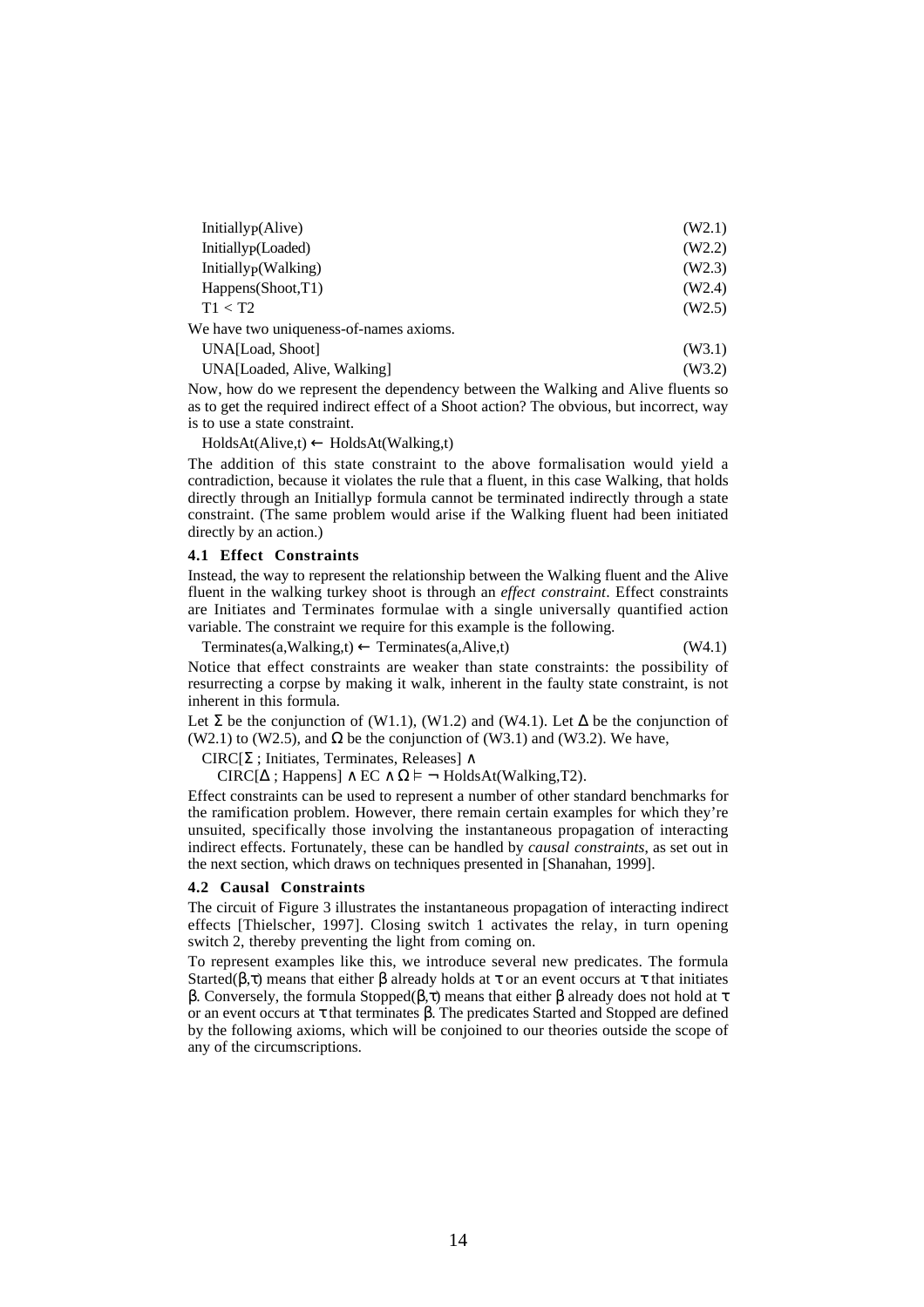$\text{Initially}_P(\text{Alive})$ (W2.1)

$\text{Initially}_P(\text{Loaded})$ (W2.2)

$\text{Initially}_P(\text{Walking})$ (W2.3)

Happens(Shoot,T1) (W2.4)

T1 < T2 (W2.5)

We have two uniqueness-of-names axioms.

UNA[Load, Shoot] (W3.1)

UNA[Loaded, Alive, Walking] (W3.2)

Now, how do we represent the dependency between the Walking and Alive fluents so as to get the required indirect effect of a Shoot action? The obvious, but incorrect, way is to use a state constraint.

$\text{HoldsAt}(\text{Alive},t) \leftarrow \text{HoldsAt}(\text{Walking},t)$

The addition of this state constraint to the above formalisation would yield a contradiction, because it violates the rule that a fluent, in this case Walking, that holds directly through an $\text{Initially}_P$ formula cannot be terminated indirectly through a state constraint. (The same problem would arise if the Walking fluent had been initiated directly by an action.)

### 4.1 Effect Constraints

Instead, the way to represent the relationship between the Walking fluent and the Alive fluent in the walking turkey shoot is through an *effect constraint*. Effect constraints are Initiates and Terminates formulae with a single universally quantified action variable. The constraint we require for this example is the following.

$\text{Terminates}(a,\text{Walking},t) \leftarrow \text{Terminates}(a,\text{Alive},t)$ (W4.1)

Notice that effect constraints are weaker than state constraints: the possibility of resurrecting a corpse by making it walk, inherent in the faulty state constraint, is not inherent in this formula.

Let $\Sigma$ be the conjunction of (W1.1), (W1.2) and (W4.1). Let $\Delta$ be the conjunction of (W2.1) to (W2.5), and $\Omega$ be the conjunction of (W3.1) and (W3.2). We have,

$$\text{CIRC}[\Sigma \,;\, \text{Initiates, Terminates, Releases}] \wedge \text{CIRC}[\Delta \,;\, \text{Happens}] \wedge \text{EC} \wedge \Omega \vDash \neg\, \text{HoldsAt}(\text{Walking},\text{T2}).$$

Effect constraints can be used to represent a number of other standard benchmarks for the ramification problem. However, there remain certain examples for which they're unsuited, specifically those involving the instantaneous propagation of interacting indirect effects. Fortunately, these can be handled by *causal constraints*, as set out in the next section, which draws on techniques presented in [Shanahan, 1999].

### 4.2 Causal Constraints

The circuit of Figure 3 illustrates the instantaneous propagation of interacting indirect effects [Thielscher, 1997]. Closing switch 1 activates the relay, in turn opening switch 2, thereby preventing the light from coming on.

To represent examples like this, we introduce several new predicates. The formula $\text{Started}(\beta,\tau)$ means that either $\beta$ already holds at $\tau$ or an event occurs at $\tau$ that initiates $\beta$. Conversely, the formula $\text{Stopped}(\beta,\tau)$ means that either $\beta$ already does not hold at $\tau$ or an event occurs at $\tau$ that terminates $\beta$. The predicates Started and Stopped are defined by the following axioms, which will be conjoined to our theories outside the scope of any of the circumscriptions.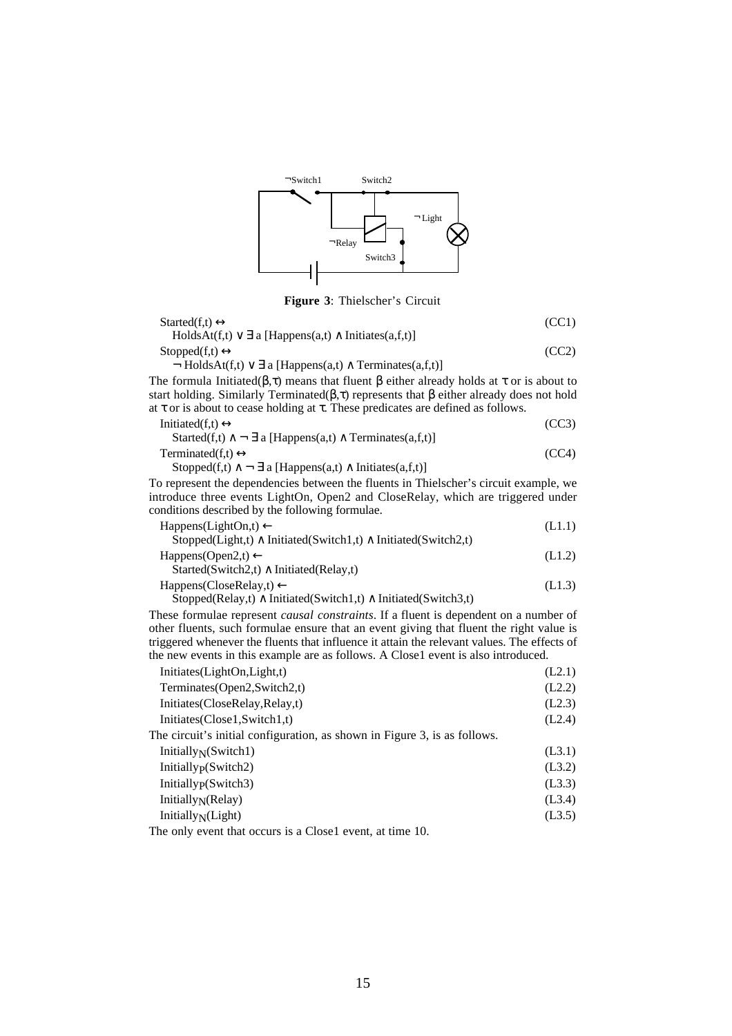**Figure 3**: Thielscher's Circuit

$$\text{Started}(f,t) \leftrightarrow \text{HoldsAt}(f,t) \vee \exists a\, [\text{Happens}(a,t) \wedge \text{Initiates}(a,f,t)] \quad \text{(CC1)}$$

$$\text{Stopped}(f,t) \leftrightarrow \neg \text{HoldsAt}(f,t) \vee \exists a\, [\text{Happens}(a,t) \wedge \text{Terminates}(a,f,t)] \quad \text{(CC2)}$$

The formula Initiated($\beta$,$\tau$) means that fluent $\beta$ either already holds at $\tau$ or is about to start holding. Similarly Terminated($\beta$,$\tau$) represents that $\beta$ either already does not hold at $\tau$ or is about to cease holding at $\tau$. These predicates are defined as follows.

$$\text{Initiated}(f,t) \leftrightarrow \text{Started}(f,t) \wedge \neg \exists a\, [\text{Happens}(a,t) \wedge \text{Terminates}(a,f,t)] \quad \text{(CC3)}$$

$$\text{Terminated}(f,t) \leftrightarrow \text{Stopped}(f,t) \wedge \neg \exists a\, [\text{Happens}(a,t) \wedge \text{Initiates}(a,f,t)] \quad \text{(CC4)}$$

To represent the dependencies between the fluents in Thielscher's circuit example, we introduce three events LightOn, Open2 and CloseRelay, which are triggered under conditions described by the following formulae.

$$\text{Happens}(\text{LightOn},t) \leftarrow \text{Stopped}(\text{Light},t) \wedge \text{Initiated}(\text{Switch1},t) \wedge \text{Initiated}(\text{Switch2},t) \quad \text{(L1.1)}$$

$$\text{Happens}(\text{Open2},t) \leftarrow \text{Started}(\text{Switch2},t) \wedge \text{Initiated}(\text{Relay},t) \quad \text{(L1.2)}$$

$$\text{Happens}(\text{CloseRelay},t) \leftarrow \text{Stopped}(\text{Relay},t) \wedge \text{Initiated}(\text{Switch1},t) \wedge \text{Initiated}(\text{Switch3},t) \quad \text{(L1.3)}$$

These formulae represent *causal constraints*. If a fluent is dependent on a number of other fluents, such formulae ensure that an event giving that fluent the right value is triggered whenever the fluents that influence it attain the relevant values. The effects of the new events in this example are as follows. A Close1 event is also introduced.

$$\text{Initiates}(\text{LightOn},\text{Light},t) \quad \text{(L2.1)}$$

$$\text{Terminates}(\text{Open2},\text{Switch2},t) \quad \text{(L2.2)}$$

$$\text{Initiates}(\text{CloseRelay},\text{Relay},t) \quad \text{(L2.3)}$$

$$\text{Initiates}(\text{Close1},\text{Switch1},t) \quad \text{(L2.4)}$$

The circuit's initial configuration, as shown in Figure 3, is as follows.

$$\text{Initially}_N(\text{Switch1}) \quad \text{(L3.1)}$$

$$\text{Initially}_P(\text{Switch2}) \quad \text{(L3.2)}$$

$$\text{Initially}_P(\text{Switch3}) \quad \text{(L3.3)}$$

$$\text{Initially}_N(\text{Relay}) \quad \text{(L3.4)}$$

$$\text{Initially}_N(\text{Light}) \quad \text{(L3.5)}$$

The only event that occurs is a Close1 event, at time 10.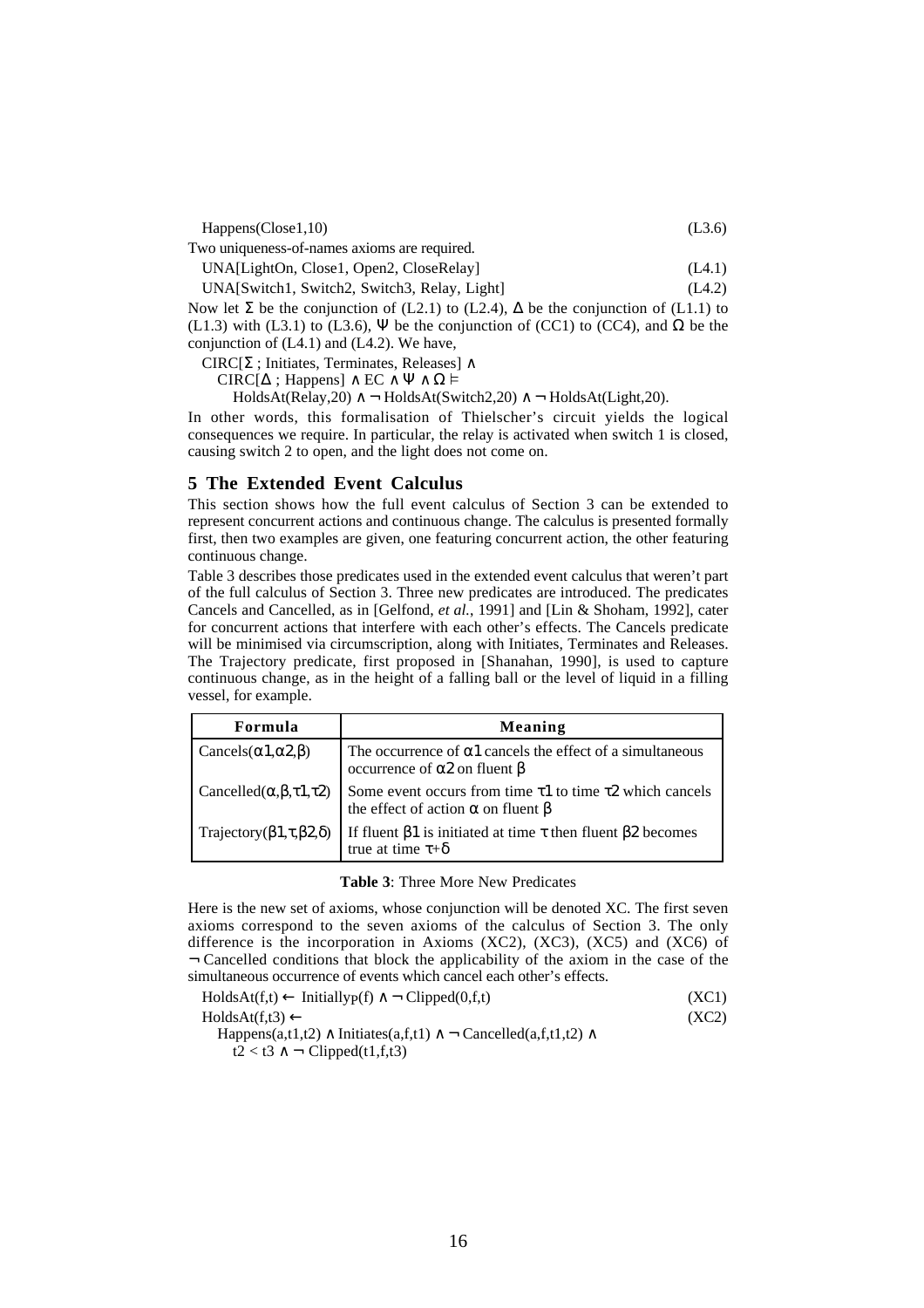$$\text{Happens}(\text{Close1},10) \tag{L3.6}$$

Two uniqueness-of-names axioms are required.

$$\text{UNA}[\text{LightOn}, \text{Close1}, \text{Open2}, \text{CloseRelay}] \tag{L4.1}$$

$$\text{UNA}[\text{Switch1}, \text{Switch2}, \text{Switch3}, \text{Relay}, \text{Light}] \tag{L4.2}$$

Now let $\Sigma$ be the conjunction of (L2.1) to (L2.4), $\Delta$ be the conjunction of (L1.1) to (L1.3) with (L3.1) to (L3.6), $\Psi$ be the conjunction of (CC1) to (CC4), and $\Omega$ be the conjunction of (L4.1) and (L4.2). We have,

$$\begin{aligned}
&\text{CIRC}[\Sigma \,;\, \text{Initiates}, \text{Terminates}, \text{Releases}] \wedge \\
&\quad \text{CIRC}[\Delta \,;\, \text{Happens}] \wedge \text{EC} \wedge \Psi \wedge \Omega \vDash \\
&\qquad \text{HoldsAt}(\text{Relay},20) \wedge \neg\, \text{HoldsAt}(\text{Switch2},20) \wedge \neg\, \text{HoldsAt}(\text{Light},20).
\end{aligned}$$

In other words, this formalisation of Thielscher's circuit yields the logical consequences we require. In particular, the relay is activated when switch 1 is closed, causing switch 2 to open, and the light does not come on.

## 5 The Extended Event Calculus

This section shows how the full event calculus of Section 3 can be extended to represent concurrent actions and continuous change. The calculus is presented formally first, then two examples are given, one featuring concurrent action, the other featuring continuous change.

Table 3 describes those predicates used in the extended event calculus that weren't part of the full calculus of Section 3. Three new predicates are introduced. The predicates Cancels and Cancelled, as in [Gelfond, *et al.*, 1991] and [Lin & Shoham, 1992], cater for concurrent actions that interfere with each other's effects. The Cancels predicate will be minimised via circumscription, along with Initiates, Terminates and Releases. The Trajectory predicate, first proposed in [Shanahan, 1990], is used to capture continuous change, as in the height of a falling ball or the level of liquid in a filling vessel, for example.

| **Formula** | **Meaning** |
|---|---|
| $\text{Cancels}(\alpha1,\alpha2,\beta)$ | The occurrence of $\alpha1$ cancels the effect of a simultaneous occurrence of $\alpha2$ on fluent $\beta$ |
| $\text{Cancelled}(\alpha,\beta,\tau1,\tau2)$ | Some event occurs from time $\tau1$ to time $\tau2$ which cancels the effect of action $\alpha$ on fluent $\beta$ |
| $\text{Trajectory}(\beta1,\tau,\beta2,\delta)$ | If fluent $\beta1$ is initiated at time $\tau$ then fluent $\beta2$ becomes true at time $\tau$+$\delta$ |

**Table 3**: Three More New Predicates

Here is the new set of axioms, whose conjunction will be denoted XC. The first seven axioms correspond to the seven axioms of the calculus of Section 3. The only difference is the incorporation in Axioms (XC2), (XC3), (XC5) and (XC6) of $\neg$ Cancelled conditions that block the applicability of the axiom in the case of the simultaneous occurrence of events which cancel each other's effects.

$$\text{HoldsAt}(f,t) \leftarrow \text{Initially}_P(f) \wedge \neg\, \text{Clipped}(0,f,t) \tag{XC1}$$

$$\begin{aligned}
&\text{HoldsAt}(f,t3) \leftarrow \\
&\quad \text{Happens}(a,t1,t2) \wedge \text{Initiates}(a,f,t1) \wedge \neg\, \text{Cancelled}(a,f,t1,t2) \wedge \\
&\qquad t2 < t3 \wedge \neg\, \text{Clipped}(t1,f,t3)
\end{aligned} \tag{XC2}$$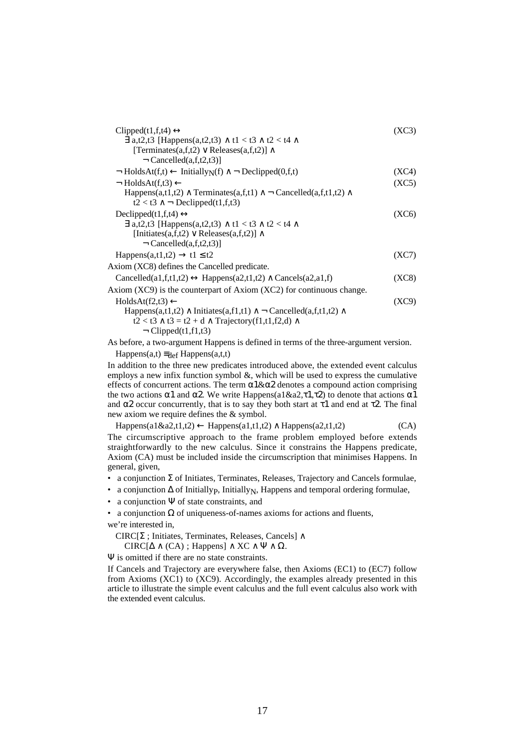$$\text{Clipped}(t1,f,t4) \leftrightarrow \exists\, a,t2,t3\ [\text{Happens}(a,t2,t3) \wedge t1 < t3 \wedge t2 < t4 \wedge [\text{Terminates}(a,f,t2) \vee \text{Releases}(a,f,t2)] \wedge \neg\, \text{Cancelled}(a,f,t2,t3)] \tag{XC3}$$

$$\neg\, \text{HoldsAt}(f,t) \leftarrow \text{Initially}_N(f) \wedge \neg\, \text{Declipped}(0,f,t) \tag{XC4}$$

$$\neg\, \text{HoldsAt}(f,t3) \leftarrow \text{Happens}(a,t1,t2) \wedge \text{Terminates}(a,f,t1) \wedge \neg\, \text{Cancelled}(a,f,t1,t2) \wedge t2 < t3 \wedge \neg\, \text{Declipped}(t1,f,t3) \tag{XC5}$$

$$\text{Declipped}(t1,f,t4) \leftrightarrow \exists\, a,t2,t3\ [\text{Happens}(a,t2,t3) \wedge t1 < t3 \wedge t2 < t4 \wedge [\text{Initiates}(a,f,t2) \vee \text{Releases}(a,f,t2)] \wedge \neg\, \text{Cancelled}(a,f,t2,t3)] \tag{XC6}$$

$$\text{Happens}(a,t1,t2) \rightarrow t1 \leq t2 \tag{XC7}$$

Axiom (XC8) defines the Cancelled predicate.

$$\text{Cancelled}(a1,f,t1,t2) \leftrightarrow \text{Happens}(a2,t1,t2) \wedge \text{Cancels}(a2,a1,f) \tag{XC8}$$

Axiom (XC9) is the counterpart of Axiom (XC2) for continuous change.

$$\text{HoldsAt}(f2,t3) \leftarrow \text{Happens}(a,t1,t2) \wedge \text{Initiates}(a,f1,t1) \wedge \neg\, \text{Cancelled}(a,f1,t1,t2) \wedge t2 < t3 \wedge t3 = t2 + d \wedge \text{Trajectory}(f1,t1,f2,d) \wedge \neg\, \text{Clipped}(t1,f1,t3) \tag{XC9}$$

As before, a two-argument Happens is defined in terms of the three-argument version.

$$\text{Happens}(a,t) \equiv_{def} \text{Happens}(a,t,t)$$

In addition to the three new predicates introduced above, the extended event calculus employs a new infix function symbol &, which will be used to express the cumulative effects of concurrent actions. The term $\alpha1\&\alpha2$ denotes a compound action comprising the two actions $\alpha1$ and $\alpha2$. We write Happens($a1\&a2,\tau1,\tau2$) to denote that actions $\alpha1$ and $\alpha2$ occur concurrently, that is to say they both start at $\tau1$ and end at $\tau2$. The final new axiom we require defines the & symbol.

$$\text{Happens}(a1\&a2,t1,t2) \leftarrow \text{Happens}(a1,t1,t2) \wedge \text{Happens}(a2,t1,t2) \tag{CA}$$

The circumscriptive approach to the frame problem employed before extends straightforwardly to the new calculus. Since it constrains the Happens predicate, Axiom (CA) must be included inside the circumscription that minimises Happens. In general, given,

- a conjunction $\Sigma$ of Initiates, Terminates, Releases, Trajectory and Cancels formulae,
- a conjunction $\Delta$ of $\text{Initially}_P$, $\text{Initially}_N$, Happens and temporal ordering formulae,
- a conjunction $\Psi$ of state constraints, and
- a conjunction $\Omega$ of uniqueness-of-names axioms for actions and fluents,

we're interested in,

$$\text{CIRC}[\Sigma\ ;\ \text{Initiates, Terminates, Releases, Cancels}] \wedge \text{CIRC}[\Delta \wedge (\text{CA})\ ;\ \text{Happens}] \wedge \text{XC} \wedge \Psi \wedge \Omega.$$

$\Psi$ is omitted if there are no state constraints.

If Cancels and Trajectory are everywhere false, then Axioms (EC1) to (EC7) follow from Axioms (XC1) to (XC9). Accordingly, the examples already presented in this article to illustrate the simple event calculus and the full event calculus also work with the extended event calculus.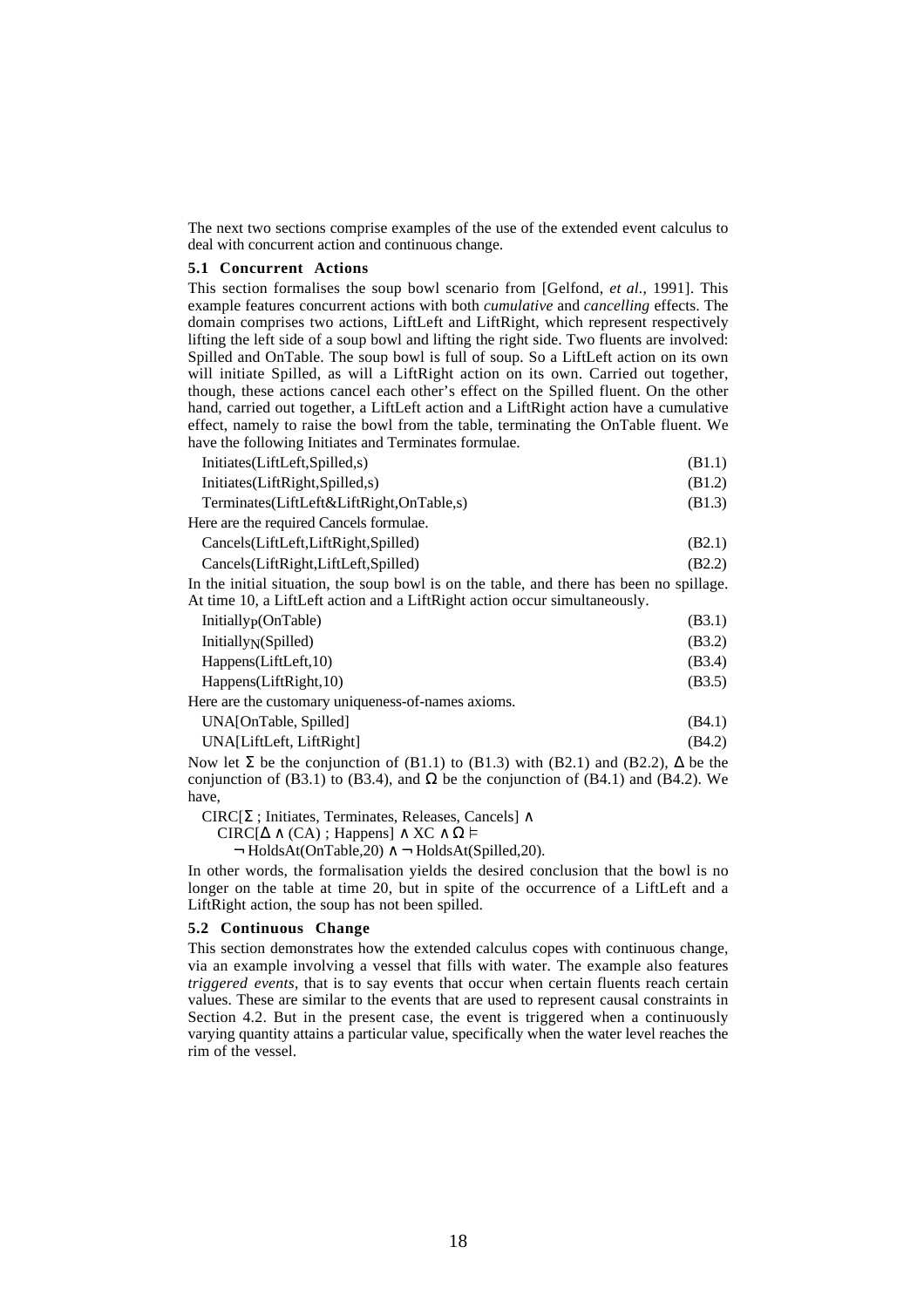The next two sections comprise examples of the use of the extended event calculus to deal with concurrent action and continuous change.

### 5.1 Concurrent Actions

This section formalises the soup bowl scenario from [Gelfond, *et al.*, 1991]. This example features concurrent actions with both *cumulative* and *cancelling* effects. The domain comprises two actions, LiftLeft and LiftRight, which represent respectively lifting the left side of a soup bowl and lifting the right side. Two fluents are involved: Spilled and OnTable. The soup bowl is full of soup. So a LiftLeft action on its own will initiate Spilled, as will a LiftRight action on its own. Carried out together, though, these actions cancel each other's effect on the Spilled fluent. On the other hand, carried out together, a LiftLeft action and a LiftRight action have a cumulative effect, namely to raise the bowl from the table, terminating the OnTable fluent. We have the following Initiates and Terminates formulae.

Initiates(LiftLeft,Spilled,s) (B1.1)

Initiates(LiftRight,Spilled,s) (B1.2)

Terminates(LiftLeft&LiftRight,OnTable,s) (B1.3)

Here are the required Cancels formulae.

Cancels(LiftLeft,LiftRight,Spilled) (B2.1)

Cancels(LiftRight,LiftLeft,Spilled) (B2.2)

In the initial situation, the soup bowl is on the table, and there has been no spillage. At time 10, a LiftLeft action and a LiftRight action occur simultaneously.

$\text{Initially}_P$(OnTable) (B3.1)

$\text{Initially}_N$(Spilled) (B3.2)

Happens(LiftLeft,10) (B3.4)

Happens(LiftRight,10) (B3.5)

Here are the customary uniqueness-of-names axioms.

UNA[OnTable, Spilled] (B4.1)

UNA[LiftLeft, LiftRight] (B4.2)

Now let $\Sigma$ be the conjunction of (B1.1) to (B1.3) with (B2.1) and (B2.2), $\Delta$ be the conjunction of (B3.1) to (B3.4), and $\Omega$ be the conjunction of (B4.1) and (B4.2). We have,

$$\text{CIRC}[\Sigma \text{ ; Initiates, Terminates, Releases, Cancels}] \wedge$$
$$\text{CIRC}[\Delta \wedge (\text{CA}) \text{ ; Happens}] \wedge \text{XC} \wedge \Omega \vDash$$
$$\neg \text{HoldsAt}(\text{OnTable},20) \wedge \neg \text{HoldsAt}(\text{Spilled},20).$$

In other words, the formalisation yields the desired conclusion that the bowl is no longer on the table at time 20, but in spite of the occurrence of a LiftLeft and a LiftRight action, the soup has not been spilled.

### 5.2 Continuous Change

This section demonstrates how the extended calculus copes with continuous change, via an example involving a vessel that fills with water. The example also features *triggered events*, that is to say events that occur when certain fluents reach certain values. These are similar to the events that are used to represent causal constraints in Section 4.2. But in the present case, the event is triggered when a continuously varying quantity attains a particular value, specifically when the water level reaches the rim of the vessel.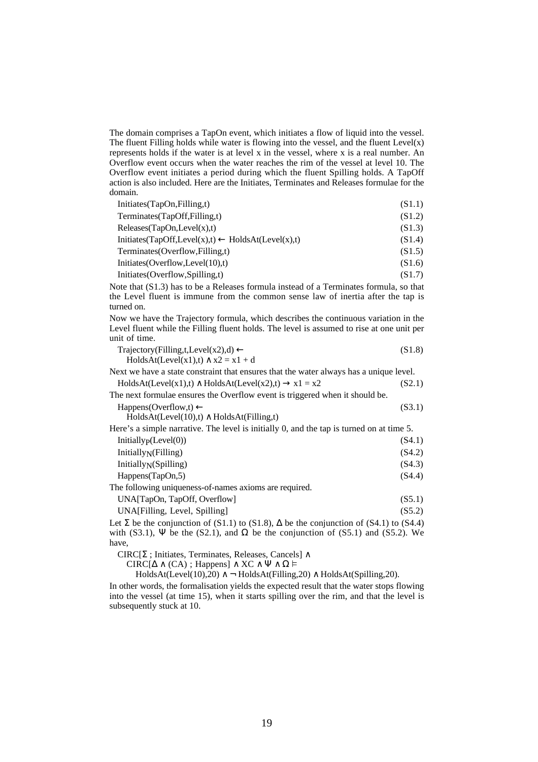The domain comprises a TapOn event, which initiates a flow of liquid into the vessel. The fluent Filling holds while water is flowing into the vessel, and the fluent Level(x) represents holds if the water is at level x in the vessel, where x is a real number. An Overflow event occurs when the water reaches the rim of the vessel at level 10. The Overflow event initiates a period during which the fluent Spilling holds. A TapOff action is also included. Here are the Initiates, Terminates and Releases formulae for the domain.

$$\text{Initiates}(\text{TapOn},\text{Filling},t) \tag{S1.1}$$

$$\text{Terminates}(\text{TapOff},\text{Filling},t) \tag{S1.2}$$

$$\text{Releases}(\text{TapOn},\text{Level}(x),t) \tag{S1.3}$$

$$\text{Initiates}(\text{TapOff},\text{Level}(x),t) \leftarrow \text{HoldsAt}(\text{Level}(x),t) \tag{S1.4}$$

$$\text{Terminates}(\text{Overflow},\text{Filling},t) \tag{S1.5}$$

$$\text{Initiates}(\text{Overflow},\text{Level}(10),t) \tag{S1.6}$$

$$\text{Initiates}(\text{Overflow},\text{Spilling},t) \tag{S1.7}$$

Note that (S1.3) has to be a Releases formula instead of a Terminates formula, so that the Level fluent is immune from the common sense law of inertia after the tap is turned on.

Now we have the Trajectory formula, which describes the continuous variation in the Level fluent while the Filling fluent holds. The level is assumed to rise at one unit per unit of time.

$$\text{Trajectory}(\text{Filling},t,\text{Level}(x2),d) \leftarrow \text{HoldsAt}(\text{Level}(x1),t) \wedge x2 = x1 + d \tag{S1.8}$$

Next we have a state constraint that ensures that the water always has a unique level.

$$\text{HoldsAt}(\text{Level}(x1),t) \wedge \text{HoldsAt}(\text{Level}(x2),t) \rightarrow x1 = x2 \tag{S2.1}$$

The next formulae ensures the Overflow event is triggered when it should be.

$$\text{Happens}(\text{Overflow},t) \leftarrow \text{HoldsAt}(\text{Level}(10),t) \wedge \text{HoldsAt}(\text{Filling},t) \tag{S3.1}$$

Here's a simple narrative. The level is initially 0, and the tap is turned on at time 5.

$$\text{Initially}_P(\text{Level}(0)) \tag{S4.1}$$

$$\text{Initially}_N(\text{Filling}) \tag{S4.2}$$

$$\text{Initially}_N(\text{Spilling}) \tag{S4.3}$$

$$\text{Happens}(\text{TapOn},5) \tag{S4.4}$$

The following uniqueness-of-names axioms are required.

$$\text{UNA}[\text{TapOn, TapOff, Overflow}] \tag{S5.1}$$

$$\text{UNA}[\text{Filling, Level, Spilling}] \tag{S5.2}$$

Let $\Sigma$ be the conjunction of (S1.1) to (S1.8), $\Delta$ be the conjunction of (S4.1) to (S4.4) with (S3.1), $\Psi$ be the (S2.1), and $\Omega$ be the conjunction of (S5.1) and (S5.2). We have,

$$\text{CIRC}[\Sigma\ ;\ \text{Initiates, Terminates, Releases, Cancels}] \wedge \text{CIRC}[\Delta \wedge (\text{CA})\ ;\ \text{Happens}] \wedge \text{XC} \wedge \Psi \wedge \Omega \vDash \text{HoldsAt}(\text{Level}(10),20) \wedge \neg\,\text{HoldsAt}(\text{Filling},20) \wedge \text{HoldsAt}(\text{Spilling},20).$$

In other words, the formalisation yields the expected result that the water stops flowing into the vessel (at time 15), when it starts spilling over the rim, and that the level is subsequently stuck at 10.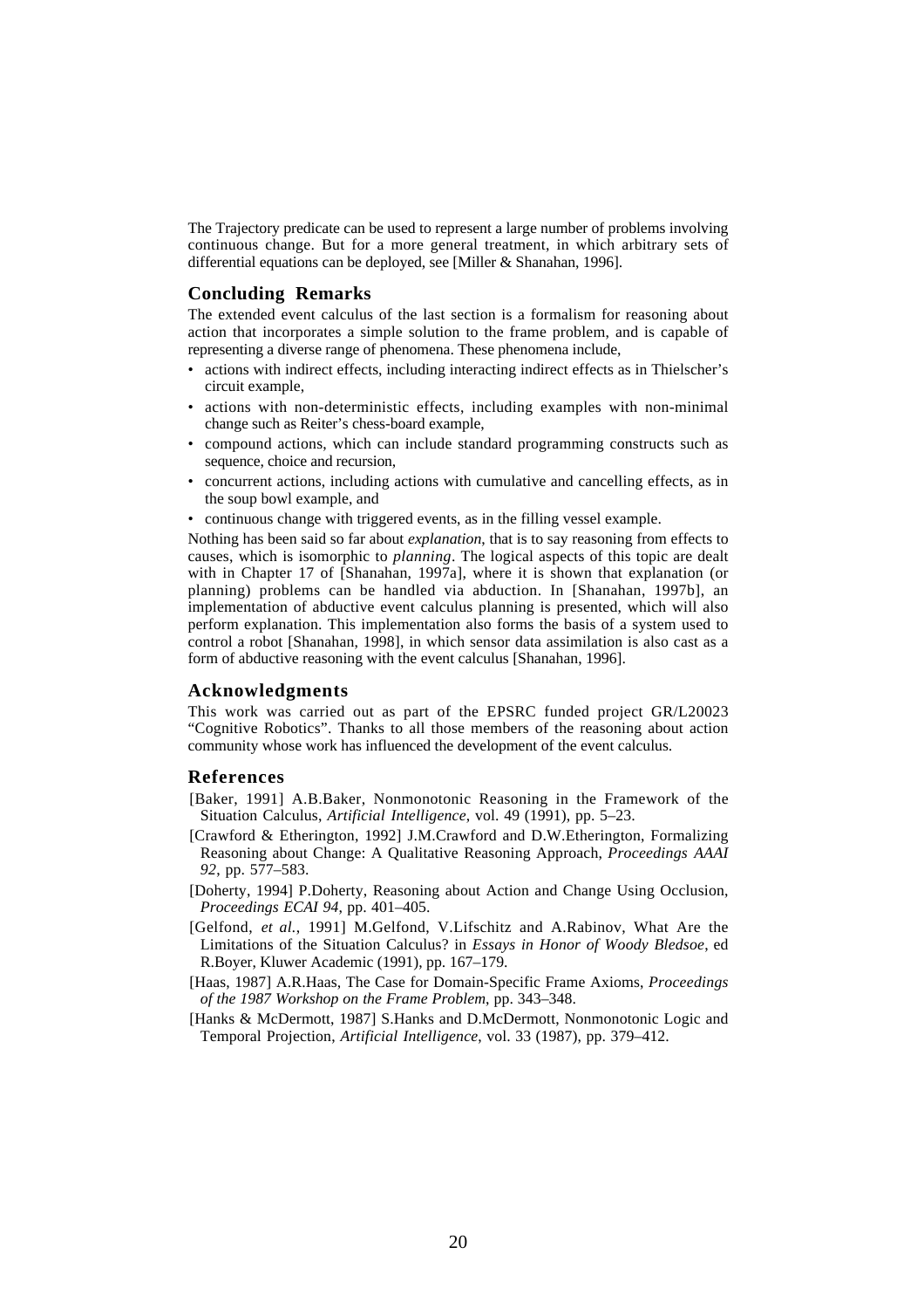The Trajectory predicate can be used to represent a large number of problems involving continuous change. But for a more general treatment, in which arbitrary sets of differential equations can be deployed, see [Miller & Shanahan, 1996].

## Concluding Remarks

The extended event calculus of the last section is a formalism for reasoning about action that incorporates a simple solution to the frame problem, and is capable of representing a diverse range of phenomena. These phenomena include,

- actions with indirect effects, including interacting indirect effects as in Thielscher's circuit example,
- actions with non-deterministic effects, including examples with non-minimal change such as Reiter's chess-board example,
- compound actions, which can include standard programming constructs such as sequence, choice and recursion,
- concurrent actions, including actions with cumulative and cancelling effects, as in the soup bowl example, and
- continuous change with triggered events, as in the filling vessel example.

Nothing has been said so far about *explanation*, that is to say reasoning from effects to causes, which is isomorphic to *planning*. The logical aspects of this topic are dealt with in Chapter 17 of [Shanahan, 1997a], where it is shown that explanation (or planning) problems can be handled via abduction. In [Shanahan, 1997b], an implementation of abductive event calculus planning is presented, which will also perform explanation. This implementation also forms the basis of a system used to control a robot [Shanahan, 1998], in which sensor data assimilation is also cast as a form of abductive reasoning with the event calculus [Shanahan, 1996].

## Acknowledgments

This work was carried out as part of the EPSRC funded project GR/L20023 "Cognitive Robotics". Thanks to all those members of the reasoning about action community whose work has influenced the development of the event calculus.

## References

[Baker, 1991] A.B.Baker, Nonmonotonic Reasoning in the Framework of the Situation Calculus, *Artificial Intelligence*, vol. 49 (1991), pp. 5–23.

[Crawford & Etherington, 1992] J.M.Crawford and D.W.Etherington, Formalizing Reasoning about Change: A Qualitative Reasoning Approach, *Proceedings AAAI 92*, pp. 577–583.

[Doherty, 1994] P.Doherty, Reasoning about Action and Change Using Occlusion, *Proceedings ECAI 94*, pp. 401–405.

[Gelfond, *et al.*, 1991] M.Gelfond, V.Lifschitz and A.Rabinov, What Are the Limitations of the Situation Calculus? in *Essays in Honor of Woody Bledsoe*, ed R.Boyer, Kluwer Academic (1991), pp. 167–179.

[Haas, 1987] A.R.Haas, The Case for Domain-Specific Frame Axioms, *Proceedings of the 1987 Workshop on the Frame Problem*, pp. 343–348.

[Hanks & McDermott, 1987] S.Hanks and D.McDermott, Nonmonotonic Logic and Temporal Projection, *Artificial Intelligence*, vol. 33 (1987), pp. 379–412.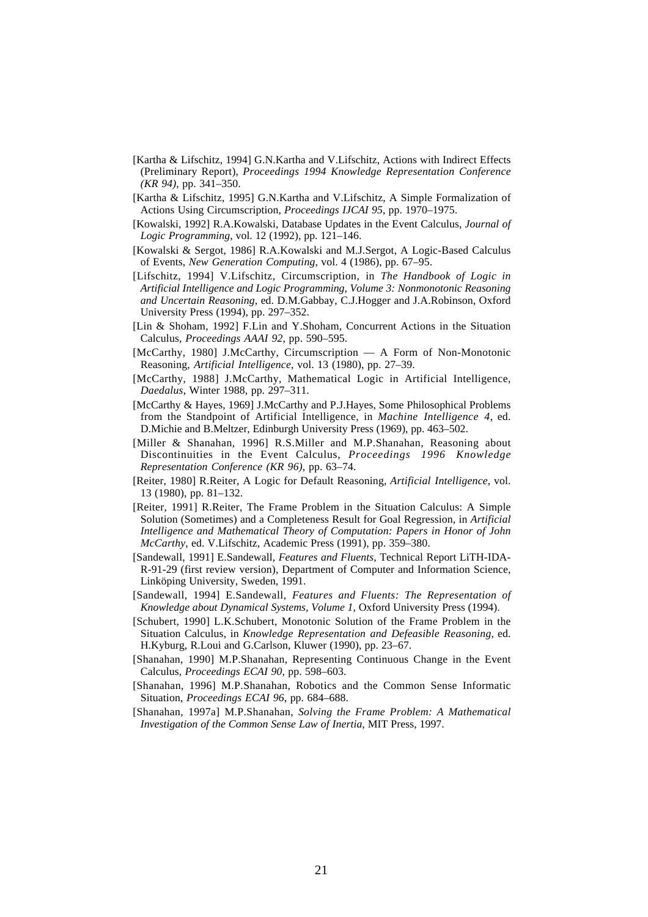[Kartha & Lifschitz, 1994] G.N.Kartha and V.Lifschitz, Actions with Indirect Effects (Preliminary Report), *Proceedings 1994 Knowledge Representation Conference (KR 94)*, pp. 341–350.

[Kartha & Lifschitz, 1995] G.N.Kartha and V.Lifschitz, A Simple Formalization of Actions Using Circumscription, *Proceedings IJCAI 95*, pp. 1970–1975.

[Kowalski, 1992] R.A.Kowalski, Database Updates in the Event Calculus, *Journal of Logic Programming*, vol. 12 (1992), pp. 121–146.

[Kowalski & Sergot, 1986] R.A.Kowalski and M.J.Sergot, A Logic-Based Calculus of Events, *New Generation Computing*, vol. 4 (1986), pp. 67–95.

[Lifschitz, 1994] V.Lifschitz, Circumscription, in *The Handbook of Logic in Artificial Intelligence and Logic Programming, Volume 3: Nonmonotonic Reasoning and Uncertain Reasoning*, ed. D.M.Gabbay, C.J.Hogger and J.A.Robinson, Oxford University Press (1994), pp. 297–352.

[Lin & Shoham, 1992] F.Lin and Y.Shoham, Concurrent Actions in the Situation Calculus, *Proceedings AAAI 92*, pp. 590–595.

[McCarthy, 1980] J.McCarthy, Circumscription — A Form of Non-Monotonic Reasoning, *Artificial Intelligence*, vol. 13 (1980), pp. 27–39.

[McCarthy, 1988] J.McCarthy, Mathematical Logic in Artificial Intelligence, *Daedalus*, Winter 1988, pp. 297–311.

[McCarthy & Hayes, 1969] J.McCarthy and P.J.Hayes, Some Philosophical Problems from the Standpoint of Artificial Intelligence, in *Machine Intelligence 4*, ed. D.Michie and B.Meltzer, Edinburgh University Press (1969), pp. 463–502.

[Miller & Shanahan, 1996] R.S.Miller and M.P.Shanahan, Reasoning about Discontinuities in the Event Calculus, *Proceedings 1996 Knowledge Representation Conference (KR 96)*, pp. 63–74.

[Reiter, 1980] R.Reiter, A Logic for Default Reasoning, *Artificial Intelligence*, vol. 13 (1980), pp. 81–132.

[Reiter, 1991] R.Reiter, The Frame Problem in the Situation Calculus: A Simple Solution (Sometimes) and a Completeness Result for Goal Regression, in *Artificial Intelligence and Mathematical Theory of Computation: Papers in Honor of John McCarthy*, ed. V.Lifschitz, Academic Press (1991), pp. 359–380.

[Sandewall, 1991] E.Sandewall, *Features and Fluents*, Technical Report LiTH-IDA-R-91-29 (first review version), Department of Computer and Information Science, Linköping University, Sweden, 1991.

[Sandewall, 1994] E.Sandewall, *Features and Fluents: The Representation of Knowledge about Dynamical Systems, Volume 1*, Oxford University Press (1994).

[Schubert, 1990] L.K.Schubert, Monotonic Solution of the Frame Problem in the Situation Calculus, in *Knowledge Representation and Defeasible Reasoning*, ed. H.Kyburg, R.Loui and G.Carlson, Kluwer (1990), pp. 23–67.

[Shanahan, 1990] M.P.Shanahan, Representing Continuous Change in the Event Calculus, *Proceedings ECAI 90*, pp. 598–603.

[Shanahan, 1996] M.P.Shanahan, Robotics and the Common Sense Informatic Situation, *Proceedings ECAI 96*, pp. 684–688.

[Shanahan, 1997a] M.P.Shanahan, *Solving the Frame Problem: A Mathematical Investigation of the Common Sense Law of Inertia*, MIT Press, 1997.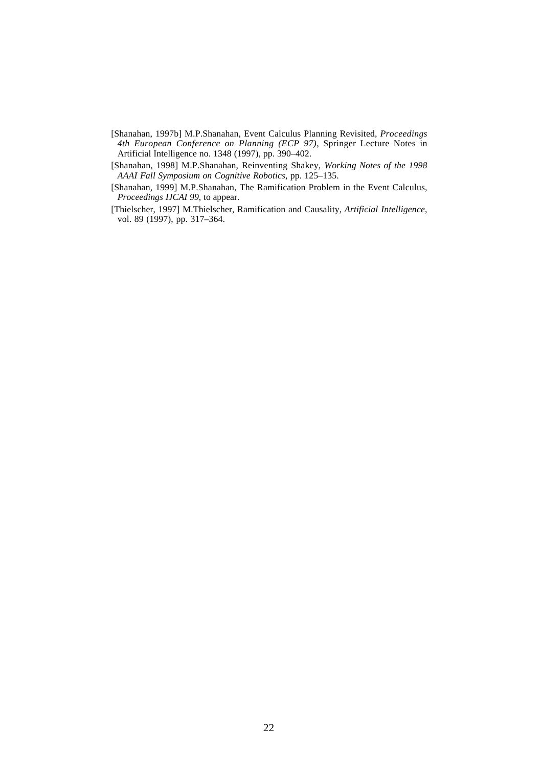[Shanahan, 1997b] M.P.Shanahan, Event Calculus Planning Revisited, *Proceedings 4th European Conference on Planning (ECP 97)*, Springer Lecture Notes in Artificial Intelligence no. 1348 (1997), pp. 390–402.

[Shanahan, 1998] M.P.Shanahan, Reinventing Shakey, *Working Notes of the 1998 AAAI Fall Symposium on Cognitive Robotics*, pp. 125–135.

[Shanahan, 1999] M.P.Shanahan, The Ramification Problem in the Event Calculus, *Proceedings IJCAI 99*, to appear.

[Thielscher, 1997] M.Thielscher, Ramification and Causality, *Artificial Intelligence*, vol. 89 (1997), pp. 317–364.